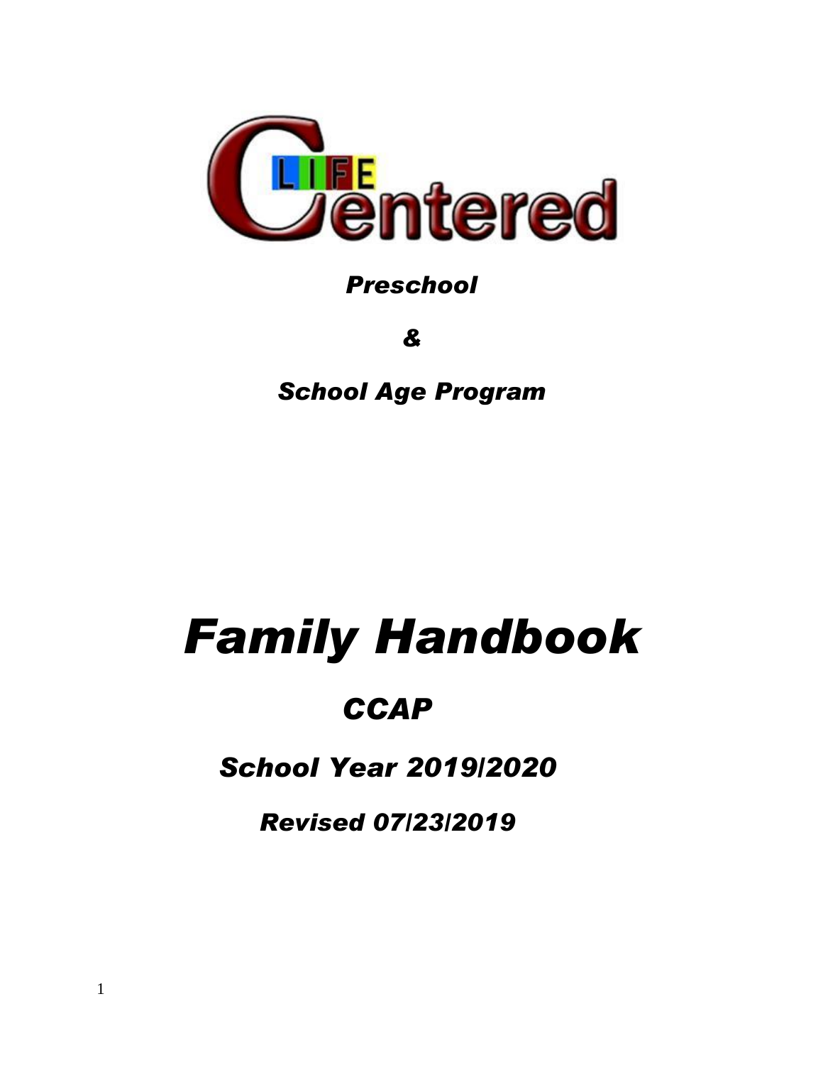LIFE Centered

*Preschool*

*&*

*School Age Program*

# *Family Handbook*

## *CCAP*

### *School Year 2019/2020*

### *Revised 07/23/2019*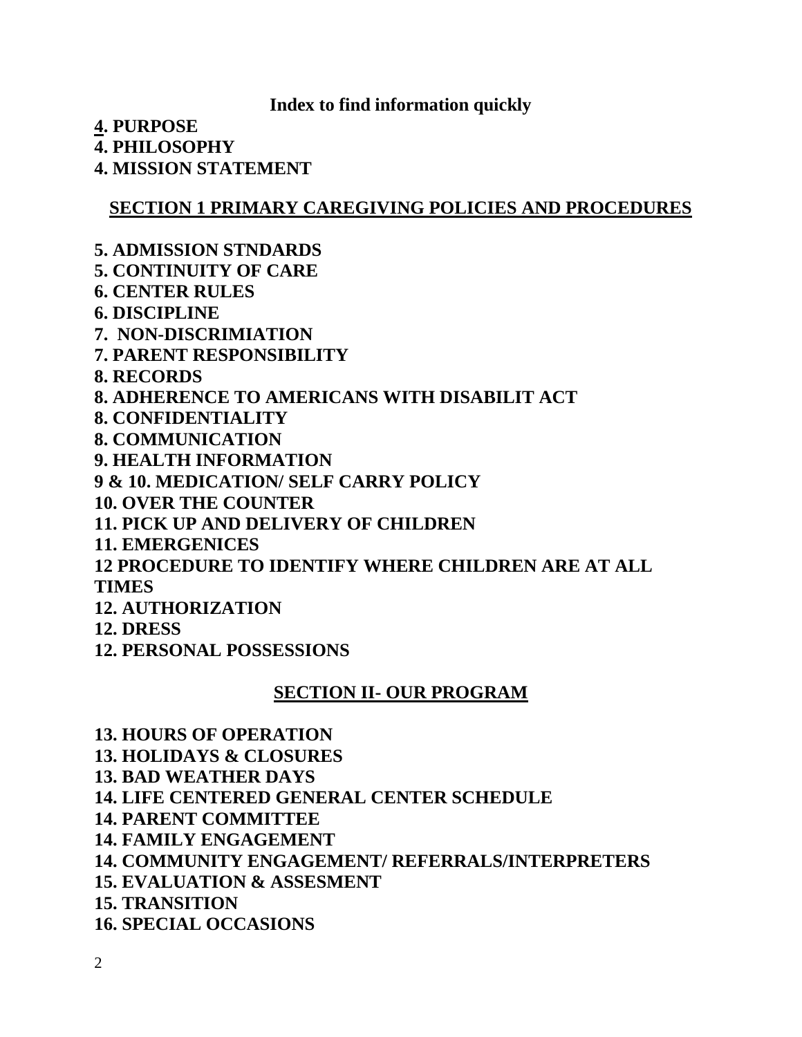**Index to find information quickly**

**4. PURPOSE**
**4. PHILOSOPHY**
**4. MISSION STATEMENT**

## SECTION 1 PRIMARY CAREGIVING POLICIES AND PROCEDURES

**5. ADMISSION STNDARDS**
**5. CONTINUITY OF CARE**
**6. CENTER RULES**
**6. DISCIPLINE**
**7. NON-DISCRIMIATION**
**7. PARENT RESPONSIBILITY**
**8. RECORDS**
**8. ADHERENCE TO AMERICANS WITH DISABILIT ACT**
**8. CONFIDENTIALITY**
**8. COMMUNICATION**
**9. HEALTH INFORMATION**
**9 & 10. MEDICATION/ SELF CARRY POLICY**
**10. OVER THE COUNTER**
**11. PICK UP AND DELIVERY OF CHILDREN**
**11. EMERGENICES**
**12 PROCEDURE TO IDENTIFY WHERE CHILDREN ARE AT ALL TIMES**
**12. AUTHORIZATION**
**12. DRESS**
**12. PERSONAL POSSESSIONS**

## SECTION II- OUR PROGRAM

**13. HOURS OF OPERATION**
**13. HOLIDAYS & CLOSURES**
**13. BAD WEATHER DAYS**
**14. LIFE CENTERED GENERAL CENTER SCHEDULE**
**14. PARENT COMMITTEE**
**14. FAMILY ENGAGEMENT**
**14. COMMUNITY ENGAGEMENT/ REFERRALS/INTERPRETERS**
**15. EVALUATION & ASSESMENT**
**15. TRANSITION**
**16. SPECIAL OCCASIONS**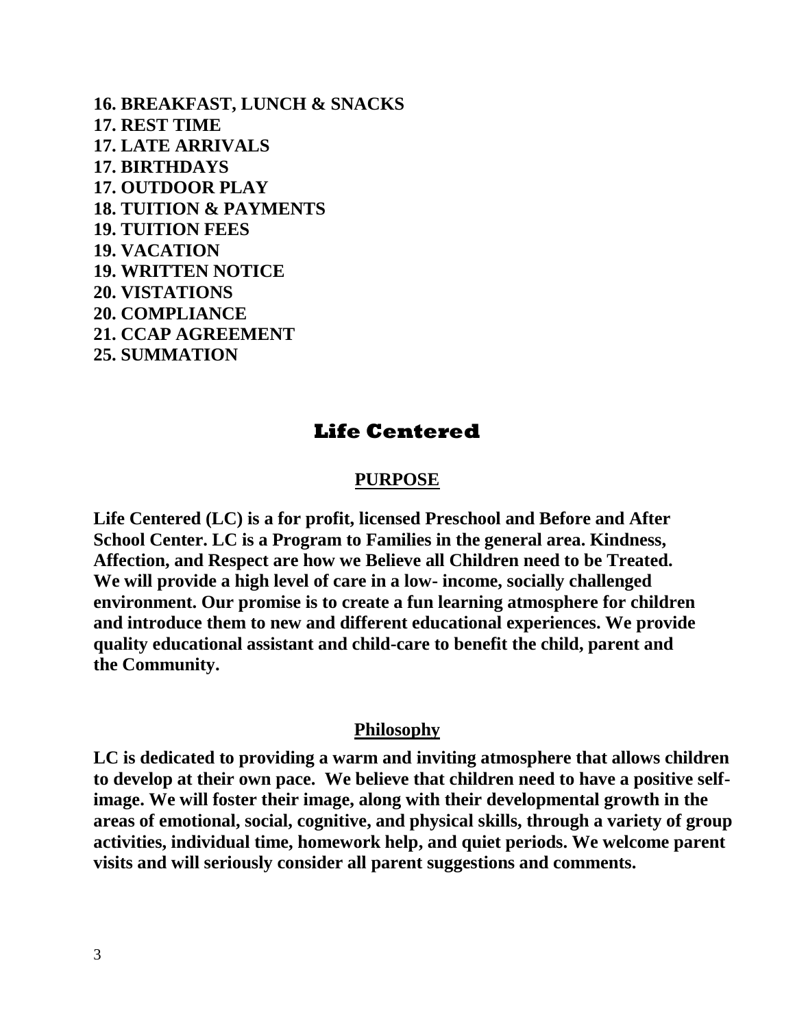**16. BREAKFAST, LUNCH & SNACKS**
**17. REST TIME**
**17. LATE ARRIVALS**
**17. BIRTHDAYS**
**17. OUTDOOR PLAY**
**18. TUITION & PAYMENTS**
**19. TUITION FEES**
**19. VACATION**
**19. WRITTEN NOTICE**
**20. VISTATIONS**
**20. COMPLIANCE**
**21. CCAP AGREEMENT**
**25. SUMMATION**

# Life Centered

## PURPOSE

**Life Centered (LC) is a for profit, licensed Preschool and Before and After School Center. LC is a Program to Families in the general area. Kindness, Affection, and Respect are how we Believe all Children need to be Treated. We will provide a high level of care in a low- income, socially challenged environment. Our promise is to create a fun learning atmosphere for children and introduce them to new and different educational experiences. We provide quality educational assistant and child-care to benefit the child, parent and the Community.**

## Philosophy

**LC is dedicated to providing a warm and inviting atmosphere that allows children to develop at their own pace. We believe that children need to have a positive self-image. We will foster their image, along with their developmental growth in the areas of emotional, social, cognitive, and physical skills, through a variety of group activities, individual time, homework help, and quiet periods. We welcome parent visits and will seriously consider all parent suggestions and comments.**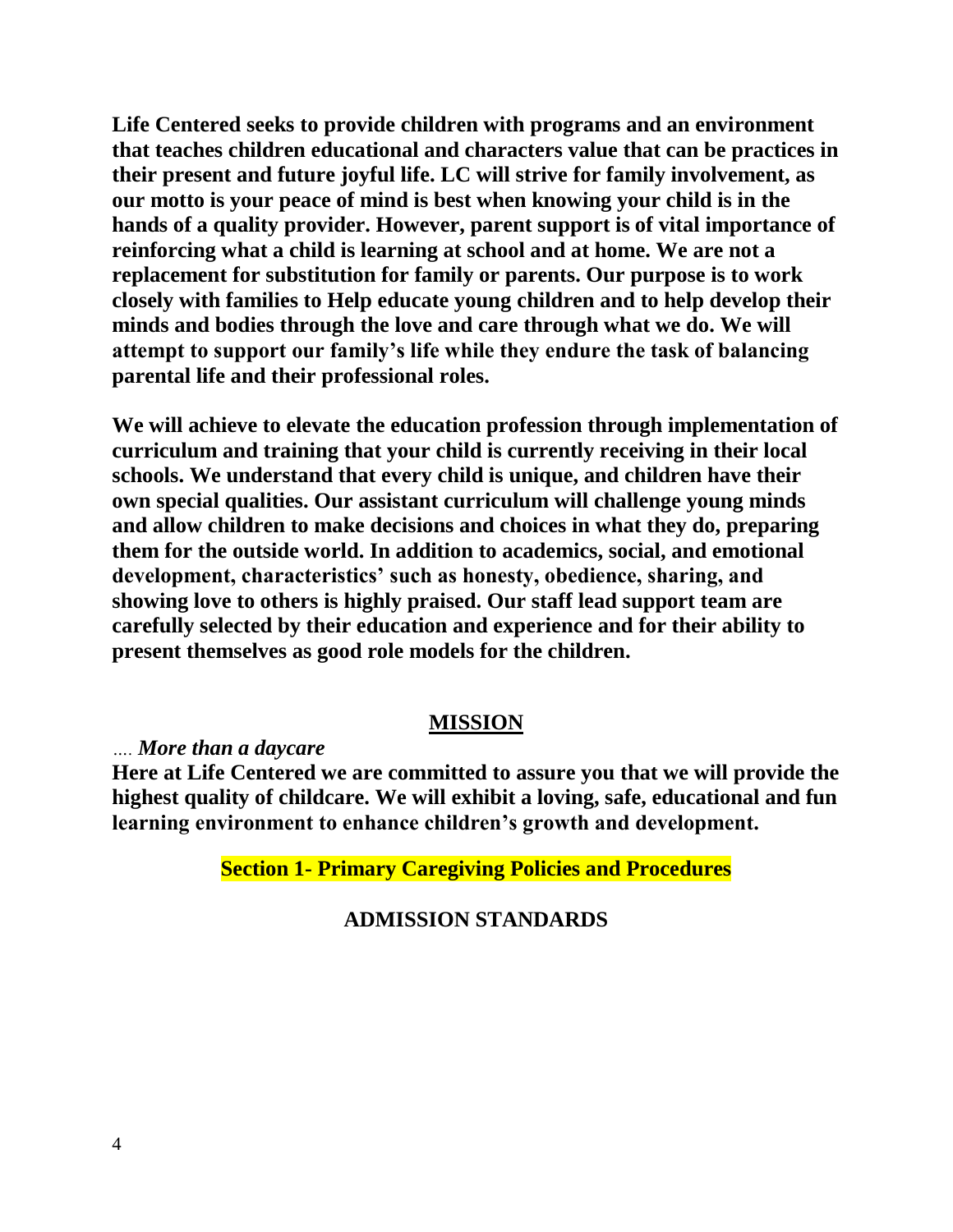**Life Centered seeks to provide children with programs and an environment that teaches children educational and characters value that can be practices in their present and future joyful life. LC will strive for family involvement, as our motto is your peace of mind is best when knowing your child is in the hands of a quality provider. However, parent support is of vital importance of reinforcing what a child is learning at school and at home. We are not a replacement for substitution for family or parents. Our purpose is to work closely with families to Help educate young children and to help develop their minds and bodies through the love and care through what we do. We will attempt to support our family's life while they endure the task of balancing parental life and their professional roles.**

**We will achieve to elevate the education profession through implementation of curriculum and training that your child is currently receiving in their local schools. We understand that every child is unique, and children have their own special qualities. Our assistant curriculum will challenge young minds and allow children to make decisions and choices in what they do, preparing them for the outside world. In addition to academics, social, and emotional development, characteristics' such as honesty, obedience, sharing, and showing love to others is highly praised. Our staff lead support team are carefully selected by their education and experience and for their ability to present themselves as good role models for the children.**

## MISSION

.... ***More than a daycare***

**Here at Life Centered we are committed to assure you that we will provide the highest quality of childcare. We will exhibit a loving, safe, educational and fun learning environment to enhance children's growth and development.**

## Section 1- Primary Caregiving Policies and Procedures

### ADMISSION STANDARDS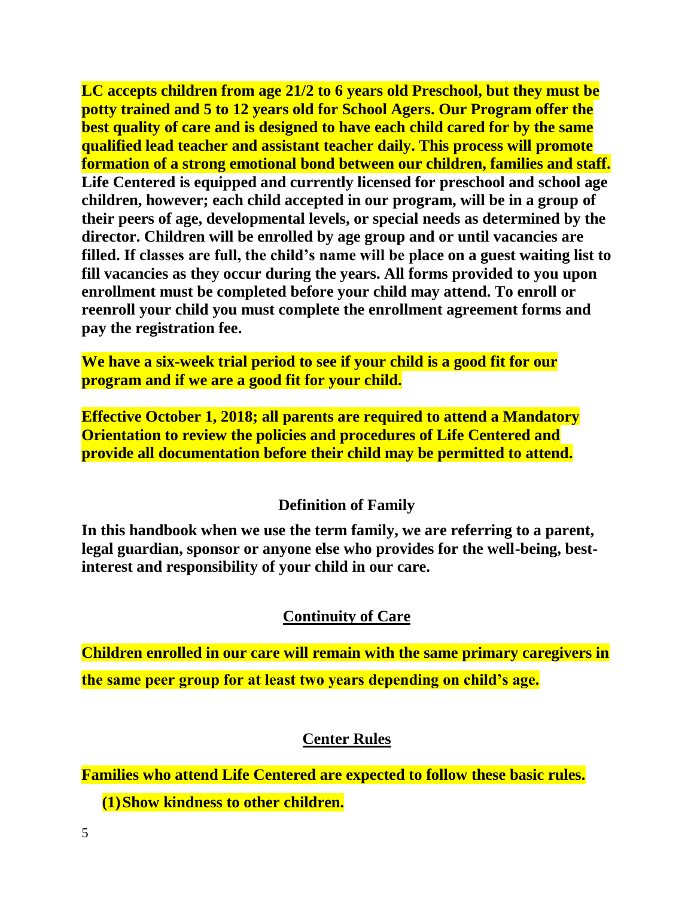**LC accepts children from age 21/2 to 6 years old Preschool, but they must be potty trained and 5 to 12 years old for School Agers. Our Program offer the best quality of care and is designed to have each child cared for by the same qualified lead teacher and assistant teacher daily. This process will promote formation of a strong emotional bond between our children, families and staff. Life Centered is equipped and currently licensed for preschool and school age children, however; each child accepted in our program, will be in a group of their peers of age, developmental levels, or special needs as determined by the director. Children will be enrolled by age group and or until vacancies are filled. If classes are full, the child's name will be place on a guest waiting list to fill vacancies as they occur during the years. All forms provided to you upon enrollment must be completed before your child may attend. To enroll or reenroll your child you must complete the enrollment agreement forms and pay the registration fee.**

**We have a six-week trial period to see if your child is a good fit for our program and if we are a good fit for your child.**

**Effective October 1, 2018; all parents are required to attend a Mandatory Orientation to review the policies and procedures of Life Centered and provide all documentation before their child may be permitted to attend.**

## Definition of Family

**In this handbook when we use the term family, we are referring to a parent, legal guardian, sponsor or anyone else who provides for the well-being, best-interest and responsibility of your child in our care.**

## Continuity of Care

**Children enrolled in our care will remain with the same primary caregivers in the same peer group for at least two years depending on child's age.**

## Center Rules

**Families who attend Life Centered are expected to follow these basic rules.**

**(1) Show kindness to other children.**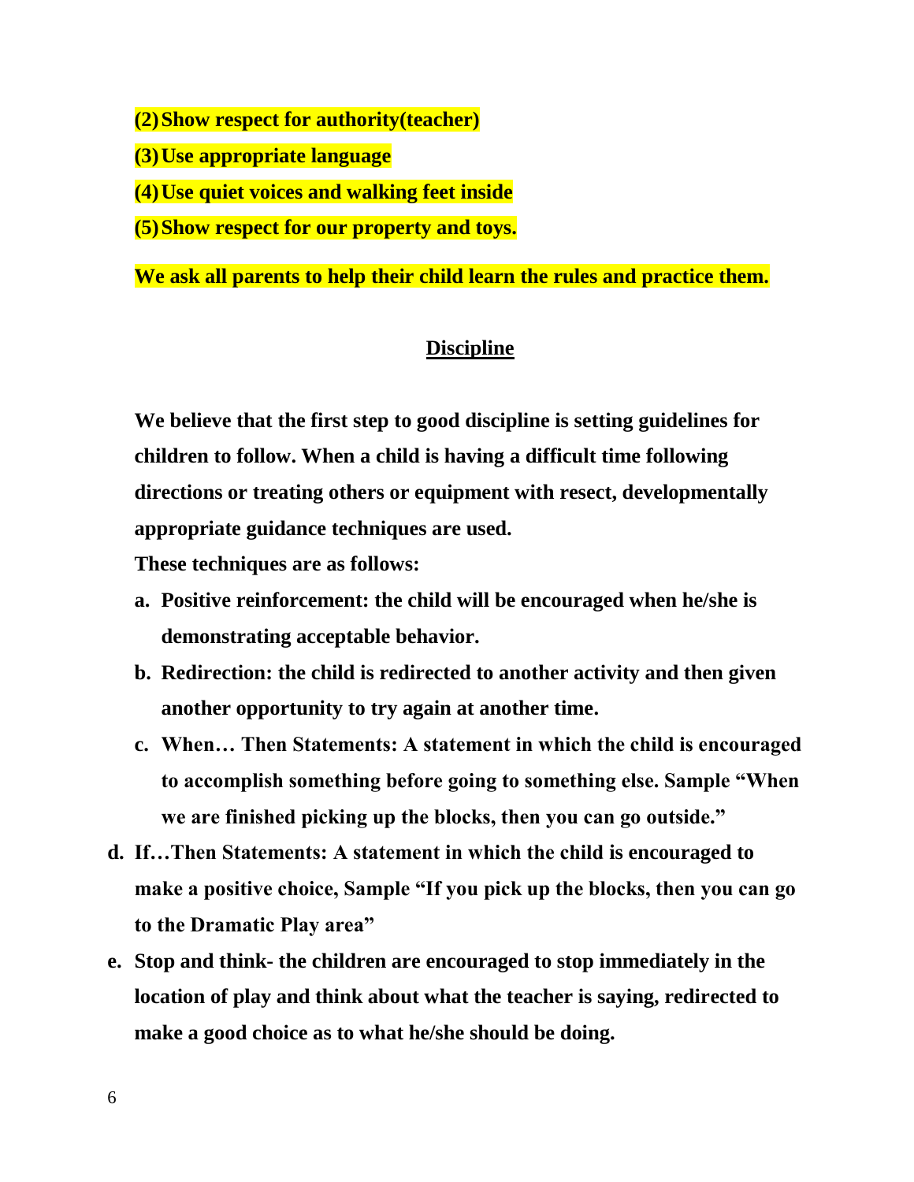**(2) Show respect for authority(teacher)**

**(3) Use appropriate language**

**(4) Use quiet voices and walking feet inside**

**(5) Show respect for our property and toys.**

**We ask all parents to help their child learn the rules and practice them.**

## Discipline

**We believe that the first step to good discipline is setting guidelines for children to follow. When a child is having a difficult time following directions or treating others or equipment with resect, developmentally appropriate guidance techniques are used.**

**These techniques are as follows:**

a. **Positive reinforcement: the child will be encouraged when he/she is demonstrating acceptable behavior.**
b. **Redirection: the child is redirected to another activity and then given another opportunity to try again at another time.**
c. **When… Then Statements: A statement in which the child is encouraged to accomplish something before going to something else. Sample "When we are finished picking up the blocks, then you can go outside."**
d. **If…Then Statements: A statement in which the child is encouraged to make a positive choice, Sample "If you pick up the blocks, then you can go to the Dramatic Play area"**
e. **Stop and think- the children are encouraged to stop immediately in the location of play and think about what the teacher is saying, redirected to make a good choice as to what he/she should be doing.**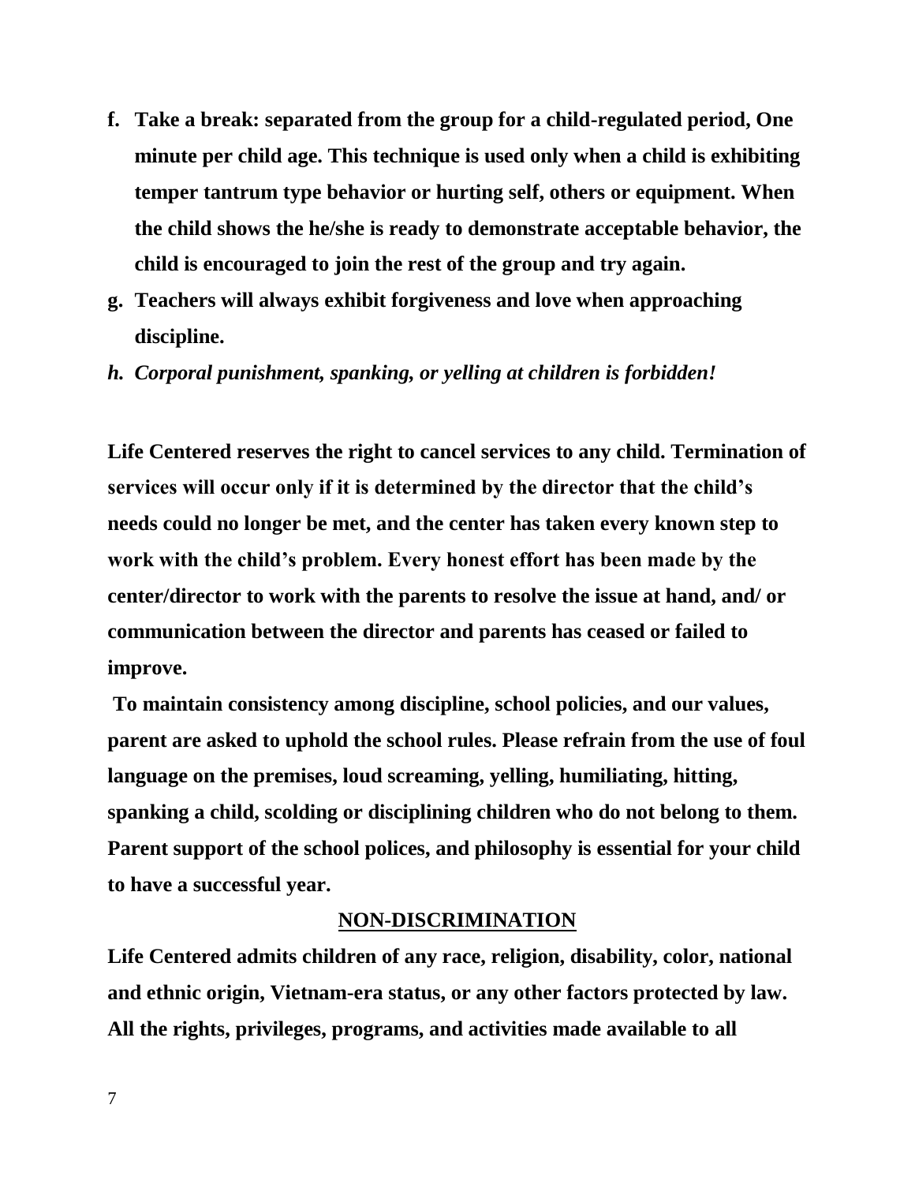f. **Take a break: separated from the group for a child-regulated period, One minute per child age. This technique is used only when a child is exhibiting temper tantrum type behavior or hurting self, others or equipment. When the child shows the he/she is ready to demonstrate acceptable behavior, the child is encouraged to join the rest of the group and try again.**
g. **Teachers will always exhibit forgiveness and love when approaching discipline.**
h. ***Corporal punishment, spanking, or yelling at children is forbidden!***

**Life Centered reserves the right to cancel services to any child. Termination of services will occur only if it is determined by the director that the child's needs could no longer be met, and the center has taken every known step to work with the child's problem. Every honest effort has been made by the center/director to work with the parents to resolve the issue at hand, and/ or communication between the director and parents has ceased or failed to improve.**

**To maintain consistency among discipline, school policies, and our values, parent are asked to uphold the school rules. Please refrain from the use of foul language on the premises, loud screaming, yelling, humiliating, hitting, spanking a child, scolding or disciplining children who do not belong to them. Parent support of the school polices, and philosophy is essential for your child to have a successful year.**

## NON-DISCRIMINATION

**Life Centered admits children of any race, religion, disability, color, national and ethnic origin, Vietnam-era status, or any other factors protected by law. All the rights, privileges, programs, and activities made available to all**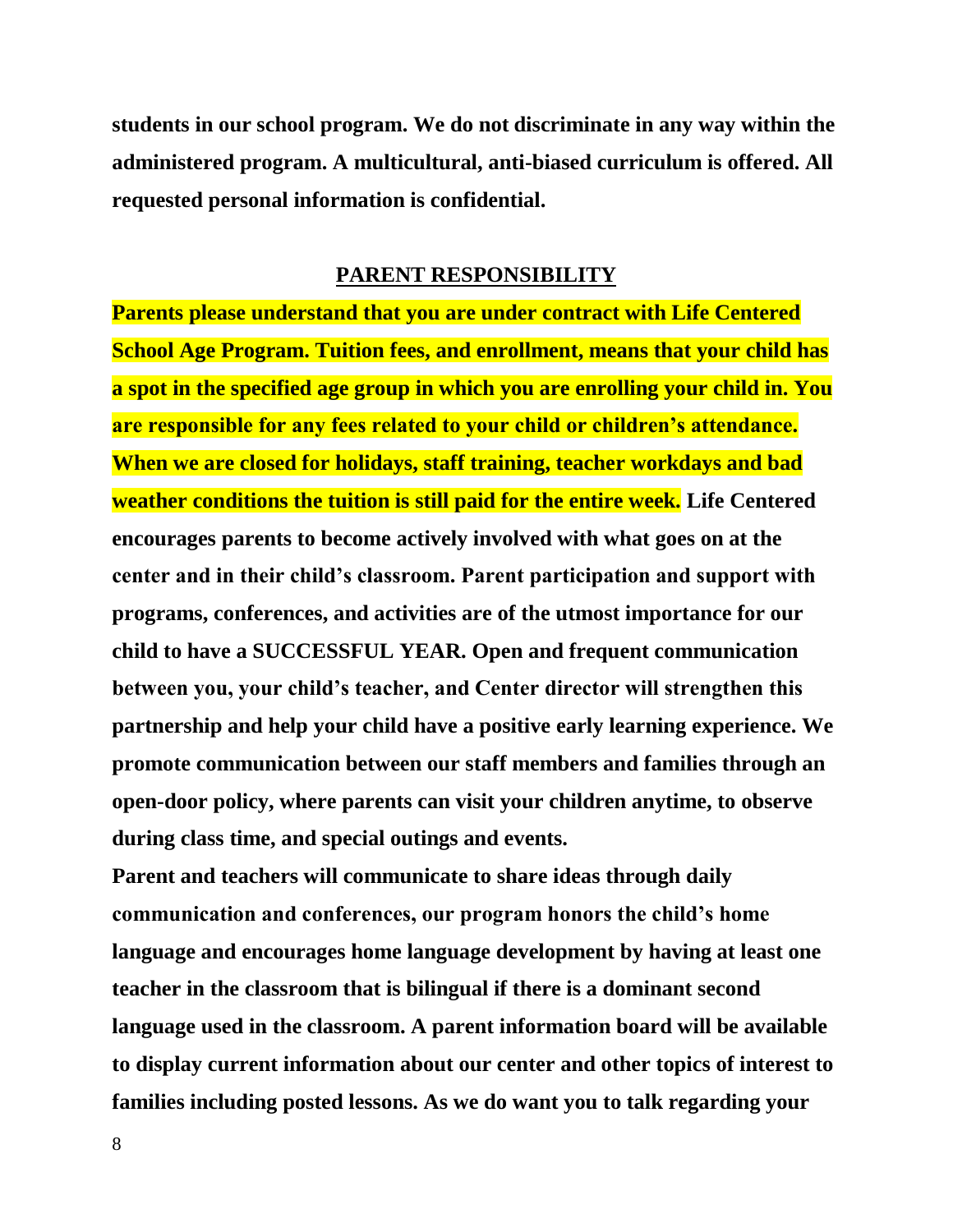**students in our school program. We do not discriminate in any way within the administered program. A multicultural, anti-biased curriculum is offered. All requested personal information is confidential.**

## PARENT RESPONSIBILITY

**Parents please understand that you are under contract with Life Centered School Age Program. Tuition fees, and enrollment, means that your child has a spot in the specified age group in which you are enrolling your child in. You are responsible for any fees related to your child or children's attendance. When we are closed for holidays, staff training, teacher workdays and bad weather conditions the tuition is still paid for the entire week. Life Centered encourages parents to become actively involved with what goes on at the center and in their child's classroom. Parent participation and support with programs, conferences, and activities are of the utmost importance for our child to have a SUCCESSFUL YEAR. Open and frequent communication between you, your child's teacher, and Center director will strengthen this partnership and help your child have a positive early learning experience. We promote communication between our staff members and families through an open-door policy, where parents can visit your children anytime, to observe during class time, and special outings and events.**

**Parent and teachers will communicate to share ideas through daily communication and conferences, our program honors the child's home language and encourages home language development by having at least one teacher in the classroom that is bilingual if there is a dominant second language used in the classroom. A parent information board will be available to display current information about our center and other topics of interest to families including posted lessons. As we do want you to talk regarding your**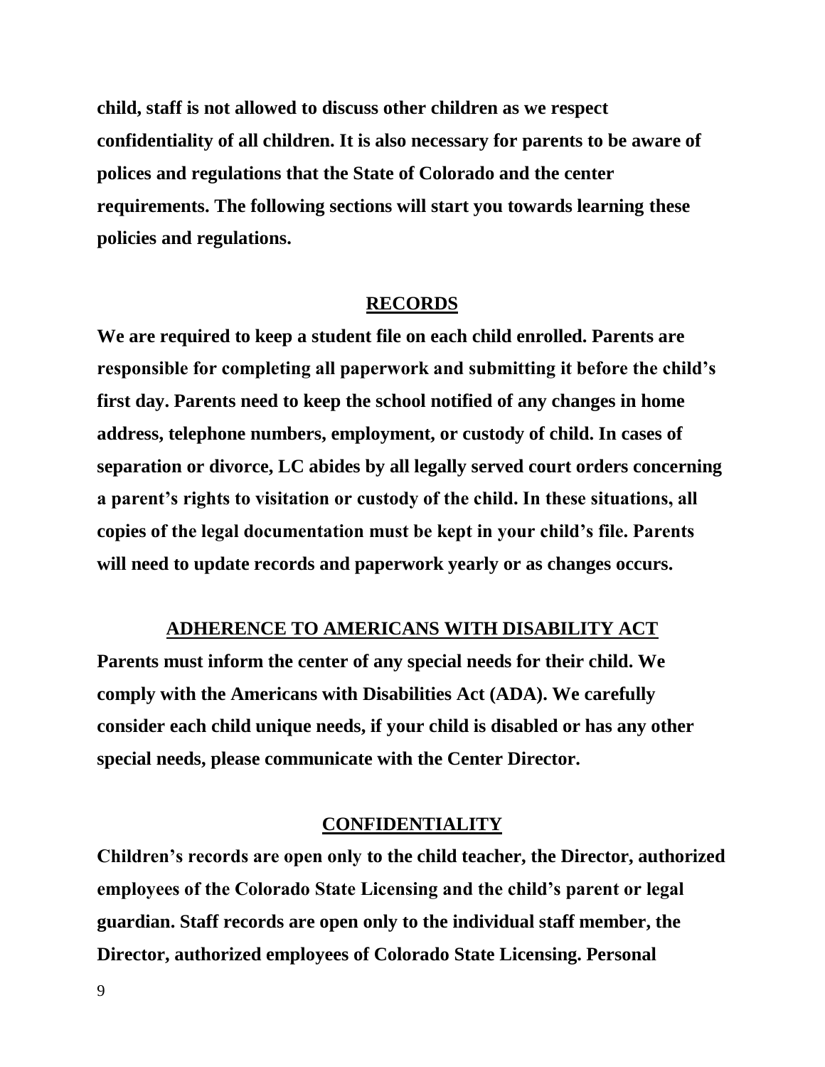**child, staff is not allowed to discuss other children as we respect confidentiality of all children. It is also necessary for parents to be aware of polices and regulations that the State of Colorado and the center requirements. The following sections will start you towards learning these policies and regulations.**

## RECORDS

**We are required to keep a student file on each child enrolled. Parents are responsible for completing all paperwork and submitting it before the child's first day. Parents need to keep the school notified of any changes in home address, telephone numbers, employment, or custody of child. In cases of separation or divorce, LC abides by all legally served court orders concerning a parent's rights to visitation or custody of the child. In these situations, all copies of the legal documentation must be kept in your child's file. Parents will need to update records and paperwork yearly or as changes occurs.**

## ADHERENCE TO AMERICANS WITH DISABILITY ACT

**Parents must inform the center of any special needs for their child. We comply with the Americans with Disabilities Act (ADA). We carefully consider each child unique needs, if your child is disabled or has any other special needs, please communicate with the Center Director.**

## CONFIDENTIALITY

**Children's records are open only to the child teacher, the Director, authorized employees of the Colorado State Licensing and the child's parent or legal guardian. Staff records are open only to the individual staff member, the Director, authorized employees of Colorado State Licensing. Personal**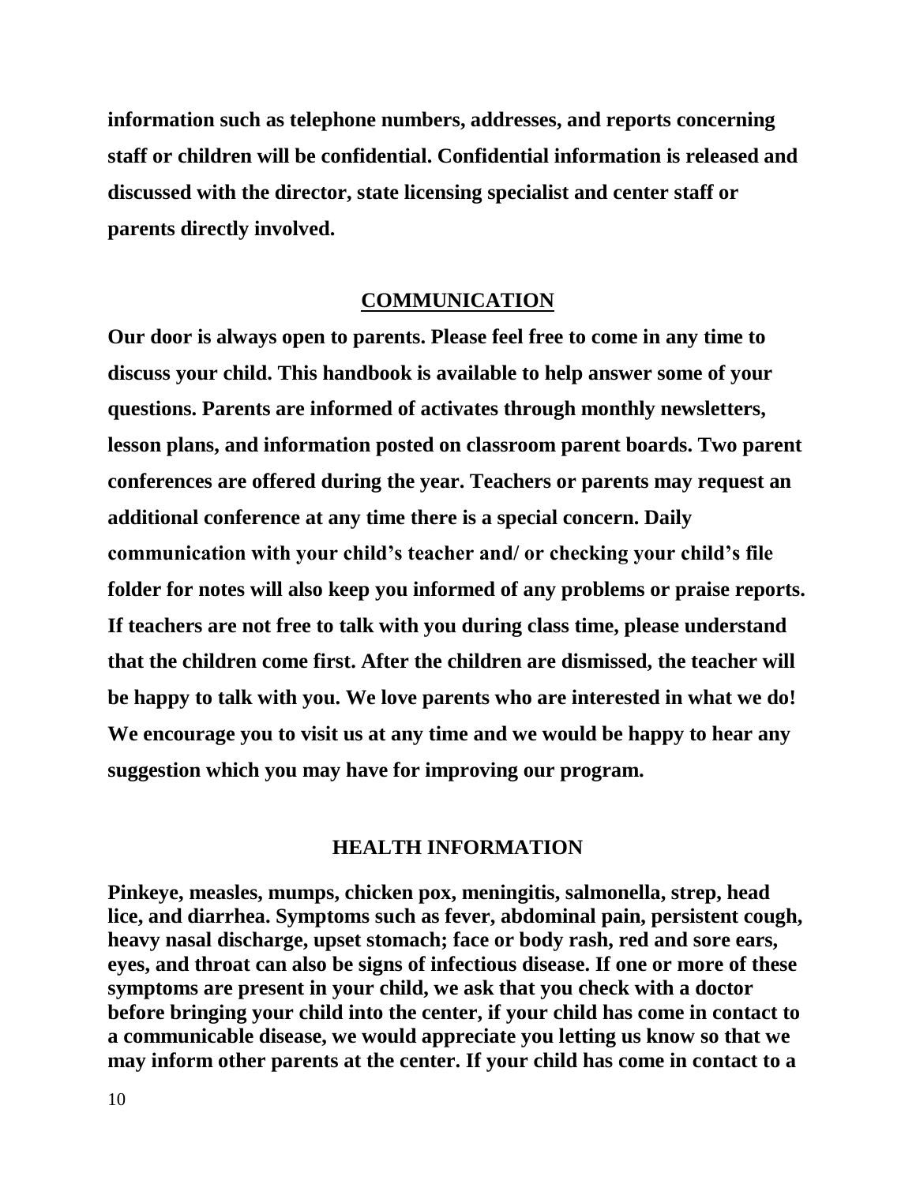**information such as telephone numbers, addresses, and reports concerning staff or children will be confidential. Confidential information is released and discussed with the director, state licensing specialist and center staff or parents directly involved.**

## COMMUNICATION

**Our door is always open to parents. Please feel free to come in any time to discuss your child. This handbook is available to help answer some of your questions. Parents are informed of activates through monthly newsletters, lesson plans, and information posted on classroom parent boards. Two parent conferences are offered during the year. Teachers or parents may request an additional conference at any time there is a special concern. Daily communication with your child's teacher and/ or checking your child's file folder for notes will also keep you informed of any problems or praise reports. If teachers are not free to talk with you during class time, please understand that the children come first. After the children are dismissed, the teacher will be happy to talk with you. We love parents who are interested in what we do! We encourage you to visit us at any time and we would be happy to hear any suggestion which you may have for improving our program.**

## HEALTH INFORMATION

**Pinkeye, measles, mumps, chicken pox, meningitis, salmonella, strep, head lice, and diarrhea. Symptoms such as fever, abdominal pain, persistent cough, heavy nasal discharge, upset stomach; face or body rash, red and sore ears, eyes, and throat can also be signs of infectious disease. If one or more of these symptoms are present in your child, we ask that you check with a doctor before bringing your child into the center, if your child has come in contact to a communicable disease, we would appreciate you letting us know so that we may inform other parents at the center. If your child has come in contact to a**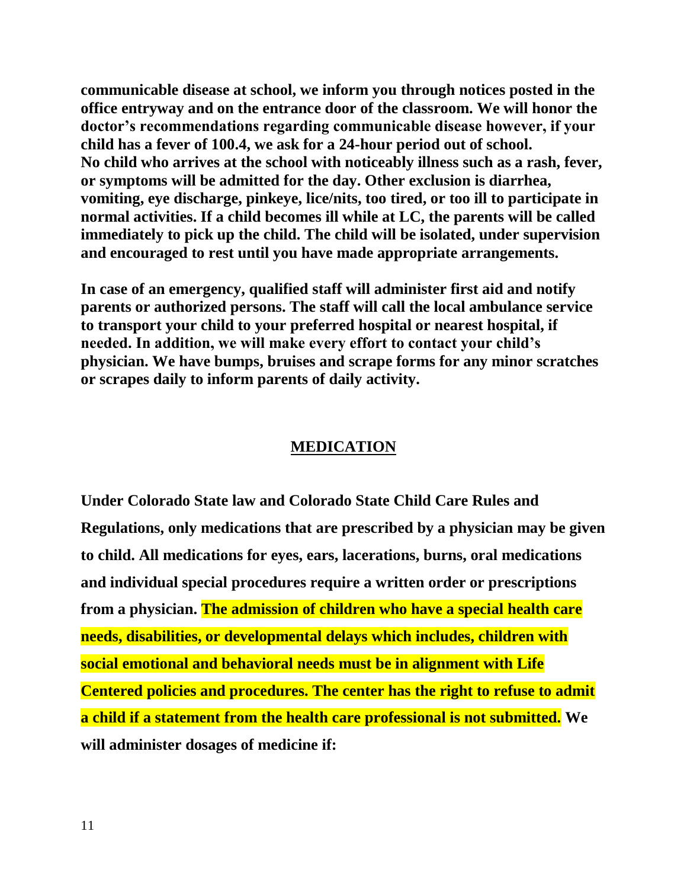**communicable disease at school, we inform you through notices posted in the office entryway and on the entrance door of the classroom. We will honor the doctor's recommendations regarding communicable disease however, if your child has a fever of 100.4, we ask for a 24-hour period out of school. No child who arrives at the school with noticeably illness such as a rash, fever, or symptoms will be admitted for the day. Other exclusion is diarrhea, vomiting, eye discharge, pinkeye, lice/nits, too tired, or too ill to participate in normal activities. If a child becomes ill while at LC, the parents will be called immediately to pick up the child. The child will be isolated, under supervision and encouraged to rest until you have made appropriate arrangements.**

**In case of an emergency, qualified staff will administer first aid and notify parents or authorized persons. The staff will call the local ambulance service to transport your child to your preferred hospital or nearest hospital, if needed. In addition, we will make every effort to contact your child's physician. We have bumps, bruises and scrape forms for any minor scratches or scrapes daily to inform parents of daily activity.**

## MEDICATION

**Under Colorado State law and Colorado State Child Care Rules and Regulations, only medications that are prescribed by a physician may be given to child. All medications for eyes, ears, lacerations, burns, oral medications and individual special procedures require a written order or prescriptions from a physician. The admission of children who have a special health care needs, disabilities, or developmental delays which includes, children with social emotional and behavioral needs must be in alignment with Life Centered policies and procedures. The center has the right to refuse to admit a child if a statement from the health care professional is not submitted. We will administer dosages of medicine if:**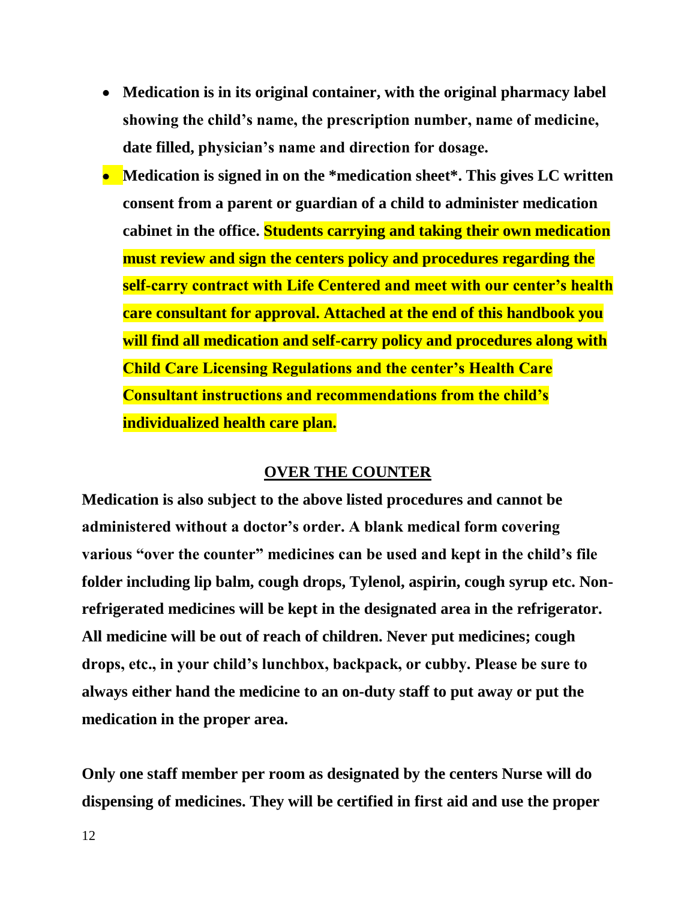- **Medication is in its original container, with the original pharmacy label showing the child's name, the prescription number, name of medicine, date filled, physician's name and direction for dosage.**
- **Medication is signed in on the *medication sheet*. This gives LC written consent from a parent or guardian of a child to administer medication cabinet in the office. Students carrying and taking their own medication must review and sign the centers policy and procedures regarding the self-carry contract with Life Centered and meet with our center's health care consultant for approval. Attached at the end of this handbook you will find all medication and self-carry policy and procedures along with Child Care Licensing Regulations and the center's Health Care Consultant instructions and recommendations from the child's individualized health care plan.**

## OVER THE COUNTER

**Medication is also subject to the above listed procedures and cannot be administered without a doctor's order. A blank medical form covering various "over the counter" medicines can be used and kept in the child's file folder including lip balm, cough drops, Tylenol, aspirin, cough syrup etc. Non-refrigerated medicines will be kept in the designated area in the refrigerator. All medicine will be out of reach of children. Never put medicines; cough drops, etc., in your child's lunchbox, backpack, or cubby. Please be sure to always either hand the medicine to an on-duty staff to put away or put the medication in the proper area.**

**Only one staff member per room as designated by the centers Nurse will do dispensing of medicines. They will be certified in first aid and use the proper**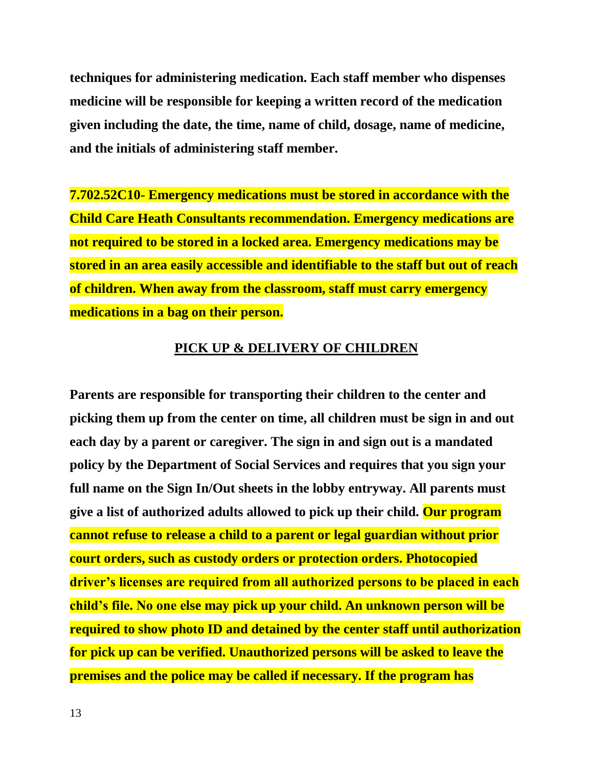**techniques for administering medication. Each staff member who dispenses medicine will be responsible for keeping a written record of the medication given including the date, the time, name of child, dosage, name of medicine, and the initials of administering staff member.**

**7.702.52C10- Emergency medications must be stored in accordance with the Child Care Heath Consultants recommendation. Emergency medications are not required to be stored in a locked area. Emergency medications may be stored in an area easily accessible and identifiable to the staff but out of reach of children. When away from the classroom, staff must carry emergency medications in a bag on their person.**

## PICK UP & DELIVERY OF CHILDREN

**Parents are responsible for transporting their children to the center and picking them up from the center on time, all children must be sign in and out each day by a parent or caregiver. The sign in and sign out is a mandated policy by the Department of Social Services and requires that you sign your full name on the Sign In/Out sheets in the lobby entryway. All parents must give a list of authorized adults allowed to pick up their child. Our program cannot refuse to release a child to a parent or legal guardian without prior court orders, such as custody orders or protection orders. Photocopied driver's licenses are required from all authorized persons to be placed in each child's file. No one else may pick up your child. An unknown person will be required to show photo ID and detained by the center staff until authorization for pick up can be verified. Unauthorized persons will be asked to leave the premises and the police may be called if necessary. If the program has**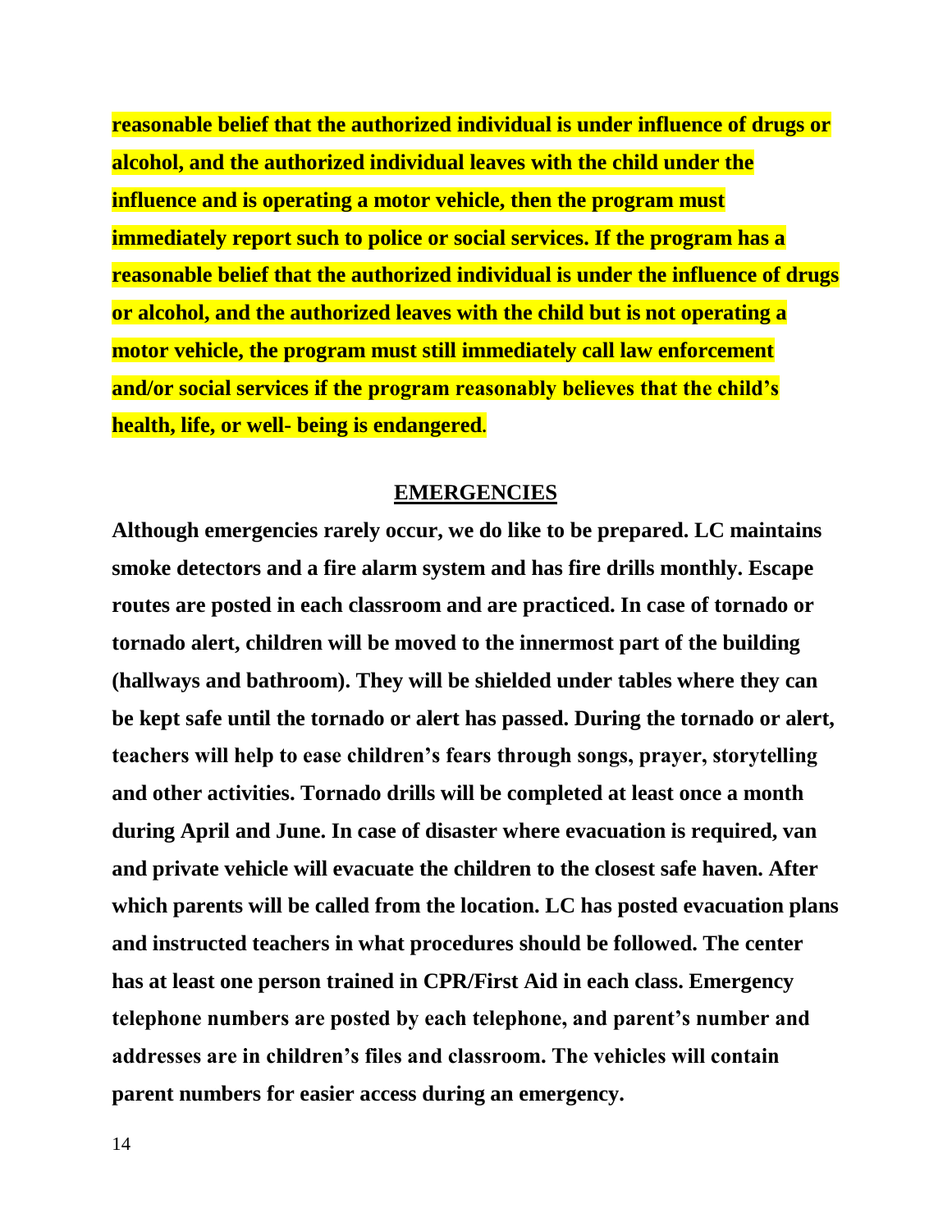**reasonable belief that the authorized individual is under influence of drugs or alcohol, and the authorized individual leaves with the child under the influence and is operating a motor vehicle, then the program must immediately report such to police or social services. If the program has a reasonable belief that the authorized individual is under the influence of drugs or alcohol, and the authorized leaves with the child but is not operating a motor vehicle, the program must still immediately call law enforcement and/or social services if the program reasonably believes that the child's health, life, or well- being is endangered.**

## EMERGENCIES

**Although emergencies rarely occur, we do like to be prepared. LC maintains smoke detectors and a fire alarm system and has fire drills monthly. Escape routes are posted in each classroom and are practiced. In case of tornado or tornado alert, children will be moved to the innermost part of the building (hallways and bathroom). They will be shielded under tables where they can be kept safe until the tornado or alert has passed. During the tornado or alert, teachers will help to ease children's fears through songs, prayer, storytelling and other activities. Tornado drills will be completed at least once a month during April and June. In case of disaster where evacuation is required, van and private vehicle will evacuate the children to the closest safe haven. After which parents will be called from the location. LC has posted evacuation plans and instructed teachers in what procedures should be followed. The center has at least one person trained in CPR/First Aid in each class. Emergency telephone numbers are posted by each telephone, and parent's number and addresses are in children's files and classroom. The vehicles will contain parent numbers for easier access during an emergency.**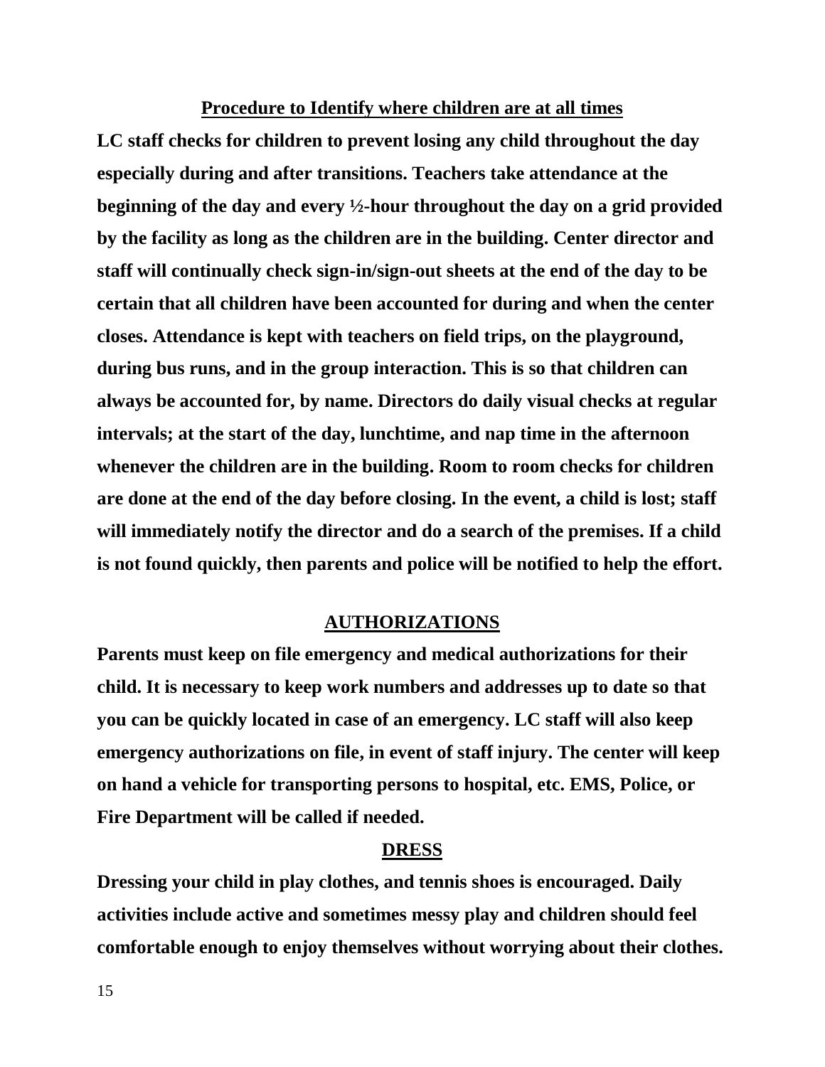## Procedure to Identify where children are at all times

**LC staff checks for children to prevent losing any child throughout the day especially during and after transitions. Teachers take attendance at the beginning of the day and every ½-hour throughout the day on a grid provided by the facility as long as the children are in the building. Center director and staff will continually check sign-in/sign-out sheets at the end of the day to be certain that all children have been accounted for during and when the center closes. Attendance is kept with teachers on field trips, on the playground, during bus runs, and in the group interaction. This is so that children can always be accounted for, by name. Directors do daily visual checks at regular intervals; at the start of the day, lunchtime, and nap time in the afternoon whenever the children are in the building. Room to room checks for children are done at the end of the day before closing. In the event, a child is lost; staff will immediately notify the director and do a search of the premises. If a child is not found quickly, then parents and police will be notified to help the effort.**

## AUTHORIZATIONS

**Parents must keep on file emergency and medical authorizations for their child. It is necessary to keep work numbers and addresses up to date so that you can be quickly located in case of an emergency. LC staff will also keep emergency authorizations on file, in event of staff injury. The center will keep on hand a vehicle for transporting persons to hospital, etc. EMS, Police, or Fire Department will be called if needed.**

## DRESS

**Dressing your child in play clothes, and tennis shoes is encouraged. Daily activities include active and sometimes messy play and children should feel comfortable enough to enjoy themselves without worrying about their clothes.**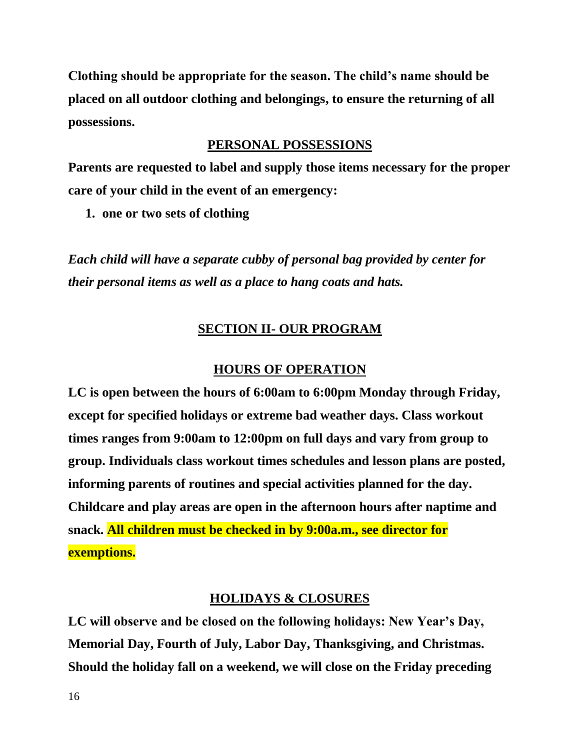**Clothing should be appropriate for the season. The child's name should be placed on all outdoor clothing and belongings, to ensure the returning of all possessions.**

## PERSONAL POSSESSIONS

**Parents are requested to label and supply those items necessary for the proper care of your child in the event of an emergency:**

1. **one or two sets of clothing**

***Each child will have a separate cubby of personal bag provided by center for their personal items as well as a place to hang coats and hats.***

# SECTION II- OUR PROGRAM

## HOURS OF OPERATION

**LC is open between the hours of 6:00am to 6:00pm Monday through Friday, except for specified holidays or extreme bad weather days. Class workout times ranges from 9:00am to 12:00pm on full days and vary from group to group. Individuals class workout times schedules and lesson plans are posted, informing parents of routines and special activities planned for the day. Childcare and play areas are open in the afternoon hours after naptime and snack. All children must be checked in by 9:00a.m., see director for exemptions.**

## HOLIDAYS & CLOSURES

**LC will observe and be closed on the following holidays: New Year's Day, Memorial Day, Fourth of July, Labor Day, Thanksgiving, and Christmas. Should the holiday fall on a weekend, we will close on the Friday preceding**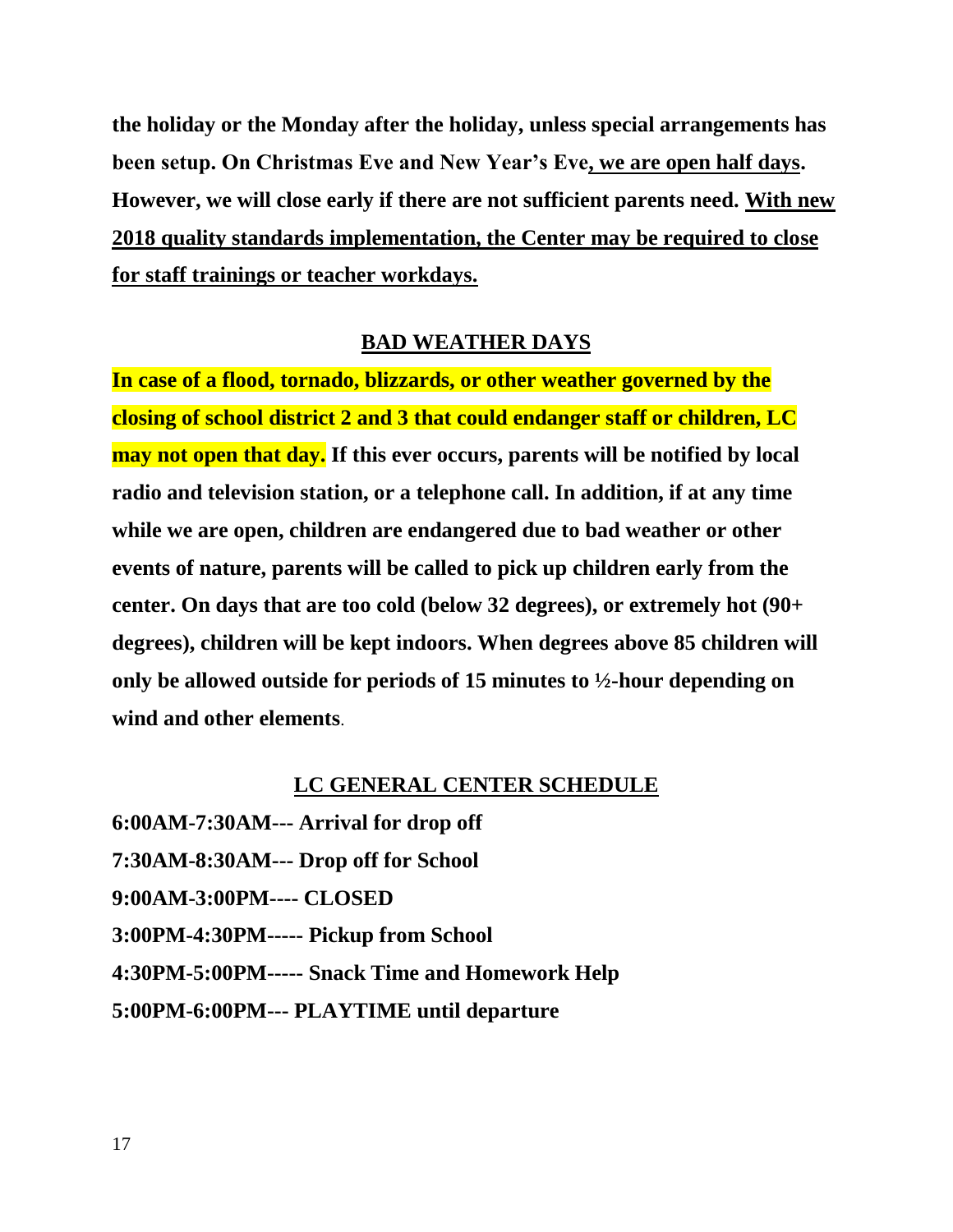**the holiday or the Monday after the holiday, unless special arrangements has been setup. On Christmas Eve and New Year's Eve, we are open half days. However, we will close early if there are not sufficient parents need. With new 2018 quality standards implementation, the Center may be required to close for staff trainings or teacher workdays.**

## BAD WEATHER DAYS

**In case of a flood, tornado, blizzards, or other weather governed by the closing of school district 2 and 3 that could endanger staff or children, LC may not open that day. If this ever occurs, parents will be notified by local radio and television station, or a telephone call. In addition, if at any time while we are open, children are endangered due to bad weather or other events of nature, parents will be called to pick up children early from the center. On days that are too cold (below 32 degrees), or extremely hot (90+ degrees), children will be kept indoors. When degrees above 85 children will only be allowed outside for periods of 15 minutes to ½-hour depending on wind and other elements.**

## LC GENERAL CENTER SCHEDULE

**6:00AM-7:30AM--- Arrival for drop off**

**7:30AM-8:30AM--- Drop off for School**

**9:00AM-3:00PM---- CLOSED**

**3:00PM-4:30PM----- Pickup from School**

**4:30PM-5:00PM----- Snack Time and Homework Help**

**5:00PM-6:00PM--- PLAYTIME until departure**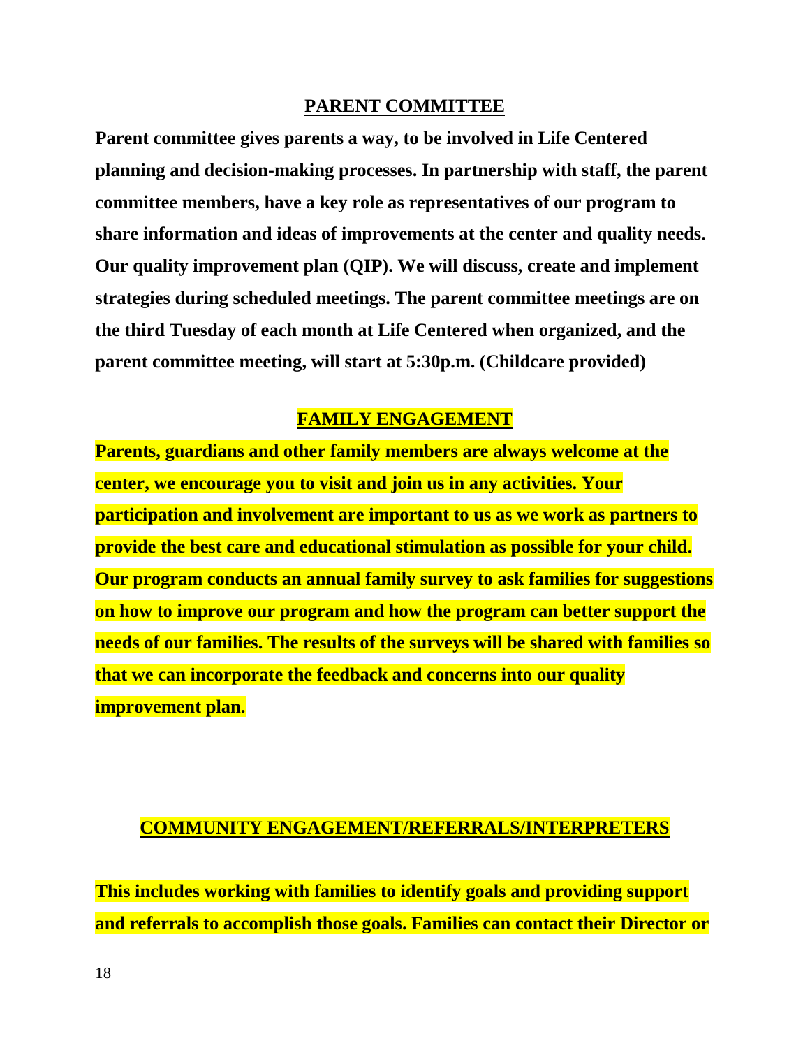## PARENT COMMITTEE

**Parent committee gives parents a way, to be involved in Life Centered planning and decision-making processes. In partnership with staff, the parent committee members, have a key role as representatives of our program to share information and ideas of improvements at the center and quality needs. Our quality improvement plan (QIP). We will discuss, create and implement strategies during scheduled meetings. The parent committee meetings are on the third Tuesday of each month at Life Centered when organized, and the parent committee meeting, will start at 5:30p.m. (Childcare provided)**

## FAMILY ENGAGEMENT

**Parents, guardians and other family members are always welcome at the center, we encourage you to visit and join us in any activities. Your participation and involvement are important to us as we work as partners to provide the best care and educational stimulation as possible for your child. Our program conducts an annual family survey to ask families for suggestions on how to improve our program and how the program can better support the needs of our families. The results of the surveys will be shared with families so that we can incorporate the feedback and concerns into our quality improvement plan.**

## COMMUNITY ENGAGEMENT/REFERRALS/INTERPRETERS

**This includes working with families to identify goals and providing support and referrals to accomplish those goals. Families can contact their Director or**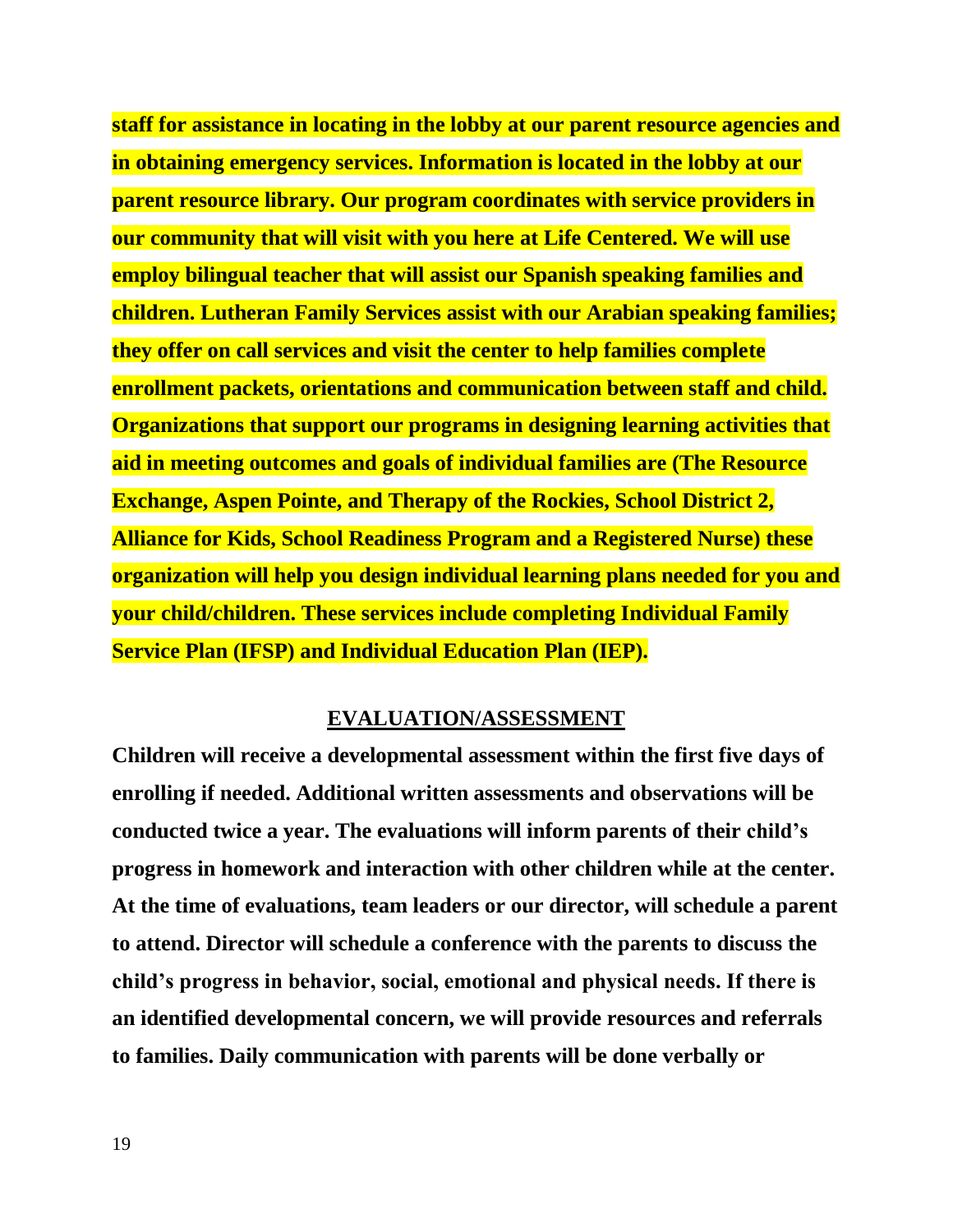**staff for assistance in locating in the lobby at our parent resource agencies and in obtaining emergency services. Information is located in the lobby at our parent resource library. Our program coordinates with service providers in our community that will visit with you here at Life Centered. We will use employ bilingual teacher that will assist our Spanish speaking families and children. Lutheran Family Services assist with our Arabian speaking families; they offer on call services and visit the center to help families complete enrollment packets, orientations and communication between staff and child. Organizations that support our programs in designing learning activities that aid in meeting outcomes and goals of individual families are (The Resource Exchange, Aspen Pointe, and Therapy of the Rockies, School District 2, Alliance for Kids, School Readiness Program and a Registered Nurse) these organization will help you design individual learning plans needed for you and your child/children. These services include completing Individual Family Service Plan (IFSP) and Individual Education Plan (IEP).**

## EVALUATION/ASSESSMENT

**Children will receive a developmental assessment within the first five days of enrolling if needed. Additional written assessments and observations will be conducted twice a year. The evaluations will inform parents of their child's progress in homework and interaction with other children while at the center. At the time of evaluations, team leaders or our director, will schedule a parent to attend. Director will schedule a conference with the parents to discuss the child's progress in behavior, social, emotional and physical needs. If there is an identified developmental concern, we will provide resources and referrals to families. Daily communication with parents will be done verbally or**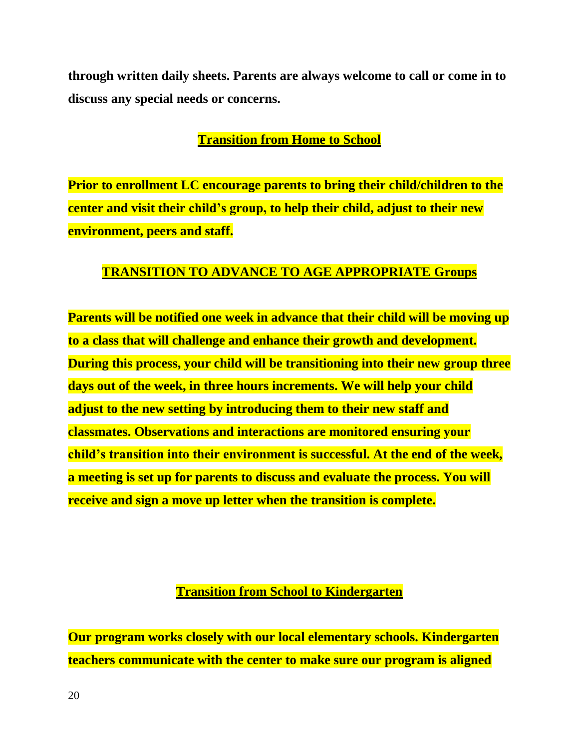**through written daily sheets. Parents are always welcome to call or come in to discuss any special needs or concerns.**

## Transition from Home to School

**Prior to enrollment LC encourage parents to bring their child/children to the center and visit their child's group, to help their child, adjust to their new environment, peers and staff.**

## TRANSITION TO ADVANCE TO AGE APPROPRIATE Groups

**Parents will be notified one week in advance that their child will be moving up to a class that will challenge and enhance their growth and development. During this process, your child will be transitioning into their new group three days out of the week, in three hours increments. We will help your child adjust to the new setting by introducing them to their new staff and classmates. Observations and interactions are monitored ensuring your child's transition into their environment is successful. At the end of the week, a meeting is set up for parents to discuss and evaluate the process. You will receive and sign a move up letter when the transition is complete.**

## Transition from School to Kindergarten

**Our program works closely with our local elementary schools. Kindergarten teachers communicate with the center to make sure our program is aligned**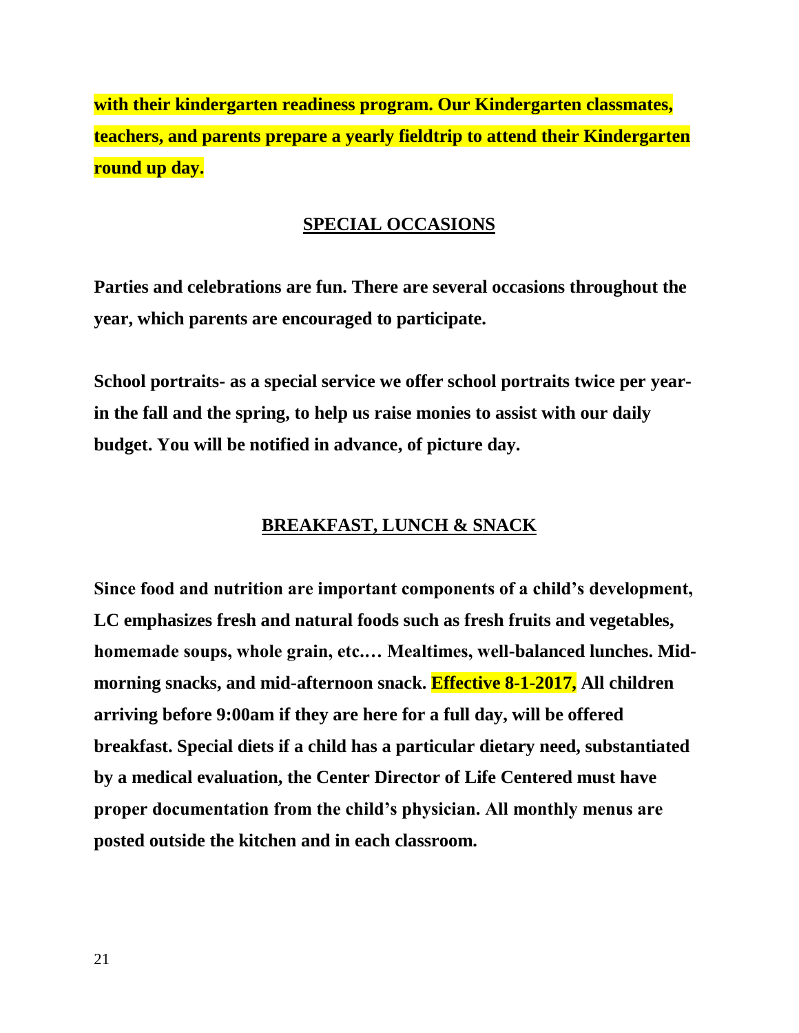**with their kindergarten readiness program. Our Kindergarten classmates, teachers, and parents prepare a yearly fieldtrip to attend their Kindergarten round up day.**

## SPECIAL OCCASIONS

**Parties and celebrations are fun. There are several occasions throughout the year, which parents are encouraged to participate.**

**School portraits- as a special service we offer school portraits twice per year- in the fall and the spring, to help us raise monies to assist with our daily budget. You will be notified in advance, of picture day.**

## BREAKFAST, LUNCH & SNACK

**Since food and nutrition are important components of a child's development, LC emphasizes fresh and natural foods such as fresh fruits and vegetables, homemade soups, whole grain, etc.… Mealtimes, well-balanced lunches. Mid-morning snacks, and mid-afternoon snack. Effective 8-1-2017, All children arriving before 9:00am if they are here for a full day, will be offered breakfast. Special diets if a child has a particular dietary need, substantiated by a medical evaluation, the Center Director of Life Centered must have proper documentation from the child's physician. All monthly menus are posted outside the kitchen and in each classroom.**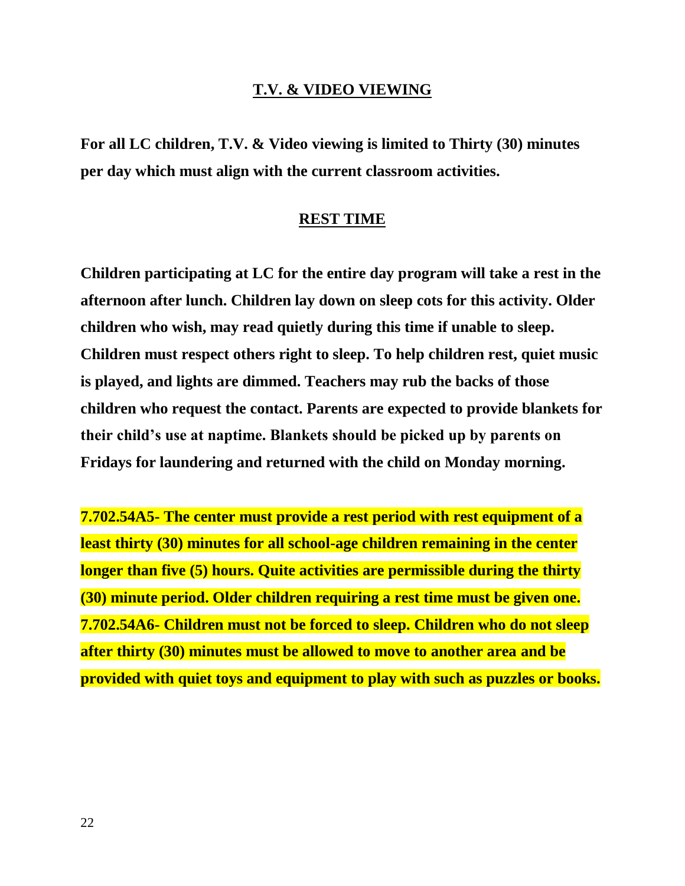## T.V. & VIDEO VIEWING

**For all LC children, T.V. & Video viewing is limited to Thirty (30) minutes per day which must align with the current classroom activities.**

## REST TIME

**Children participating at LC for the entire day program will take a rest in the afternoon after lunch. Children lay down on sleep cots for this activity. Older children who wish, may read quietly during this time if unable to sleep. Children must respect others right to sleep. To help children rest, quiet music is played, and lights are dimmed. Teachers may rub the backs of those children who request the contact. Parents are expected to provide blankets for their child's use at naptime. Blankets should be picked up by parents on Fridays for laundering and returned with the child on Monday morning.**

**7.702.54A5- The center must provide a rest period with rest equipment of a least thirty (30) minutes for all school-age children remaining in the center longer than five (5) hours. Quite activities are permissible during the thirty (30) minute period. Older children requiring a rest time must be given one. 7.702.54A6- Children must not be forced to sleep. Children who do not sleep after thirty (30) minutes must be allowed to move to another area and be provided with quiet toys and equipment to play with such as puzzles or books.**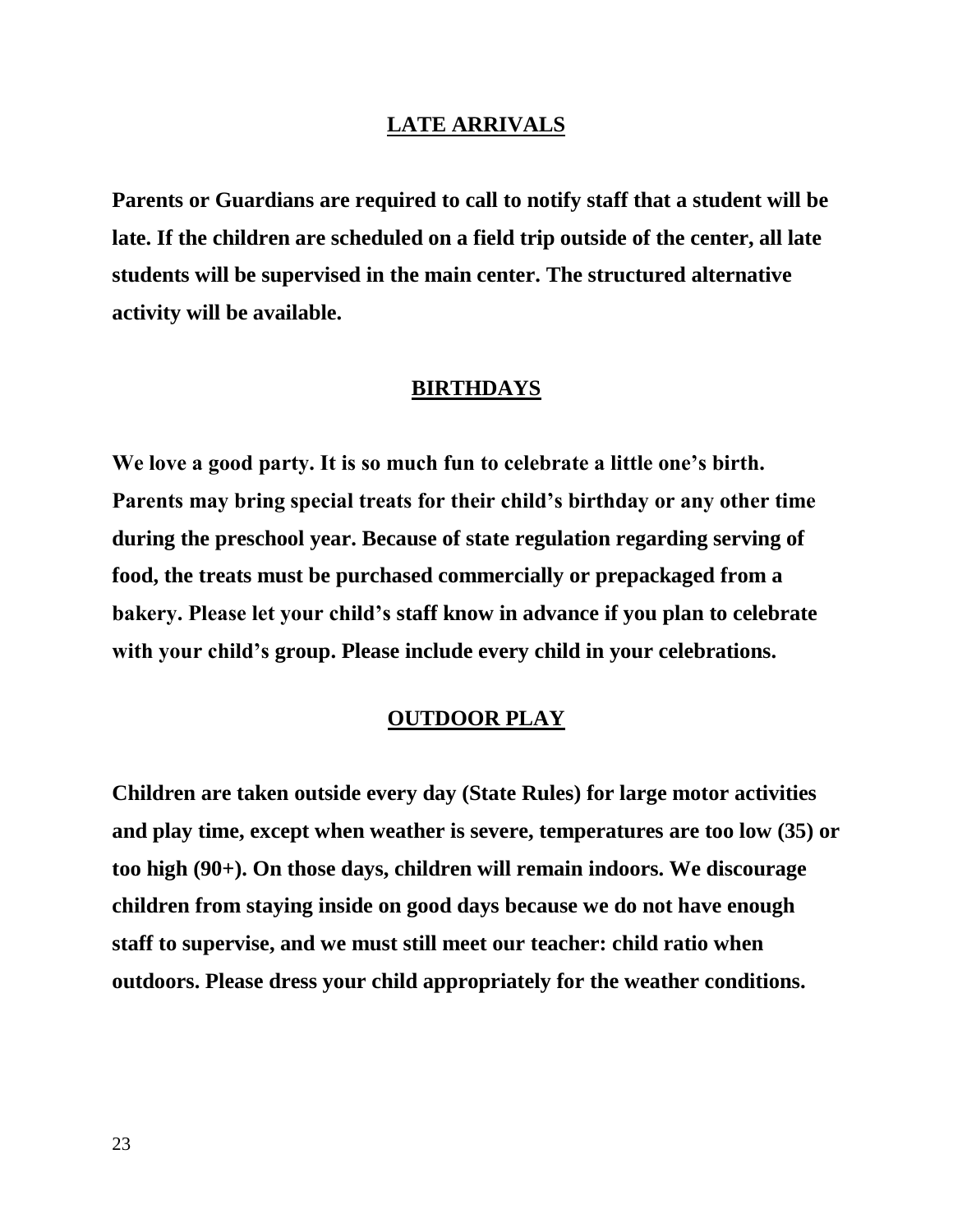## LATE ARRIVALS

**Parents or Guardians are required to call to notify staff that a student will be late. If the children are scheduled on a field trip outside of the center, all late students will be supervised in the main center. The structured alternative activity will be available.**

## BIRTHDAYS

**We love a good party. It is so much fun to celebrate a little one's birth. Parents may bring special treats for their child's birthday or any other time during the preschool year. Because of state regulation regarding serving of food, the treats must be purchased commercially or prepackaged from a bakery. Please let your child's staff know in advance if you plan to celebrate with your child's group. Please include every child in your celebrations.**

## OUTDOOR PLAY

**Children are taken outside every day (State Rules) for large motor activities and play time, except when weather is severe, temperatures are too low (35) or too high (90+). On those days, children will remain indoors. We discourage children from staying inside on good days because we do not have enough staff to supervise, and we must still meet our teacher: child ratio when outdoors. Please dress your child appropriately for the weather conditions.**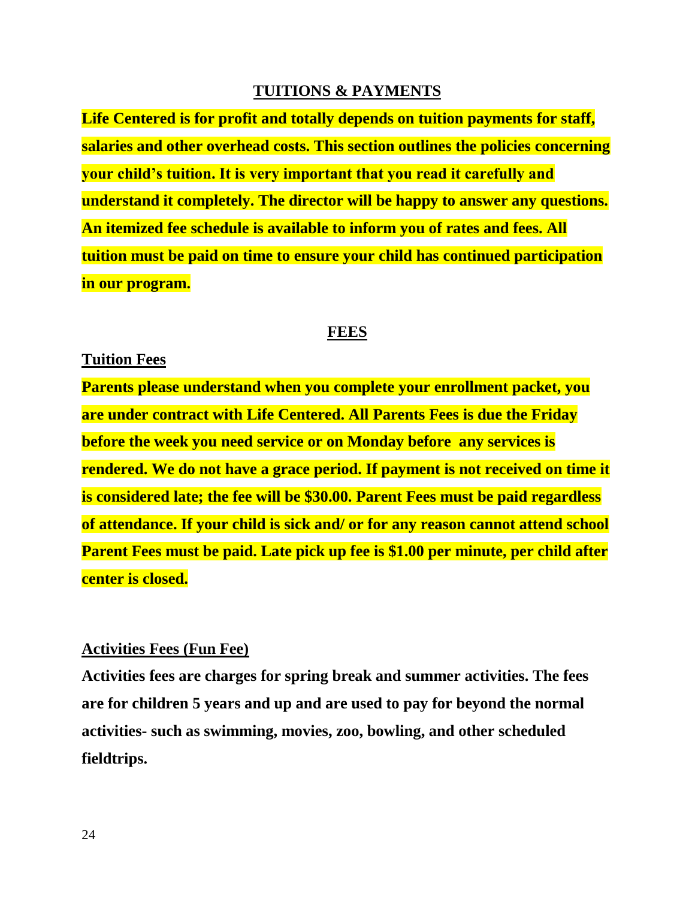## TUITIONS & PAYMENTS

**Life Centered is for profit and totally depends on tuition payments for staff, salaries and other overhead costs. This section outlines the policies concerning your child's tuition. It is very important that you read it carefully and understand it completely. The director will be happy to answer any questions. An itemized fee schedule is available to inform you of rates and fees. All tuition must be paid on time to ensure your child has continued participation in our program.**

## FEES

### Tuition Fees

**Parents please understand when you complete your enrollment packet, you are under contract with Life Centered. All Parents Fees is due the Friday before the week you need service or on Monday before any services is rendered. We do not have a grace period. If payment is not received on time it is considered late; the fee will be $30.00. Parent Fees must be paid regardless of attendance. If your child is sick and/ or for any reason cannot attend school Parent Fees must be paid. Late pick up fee is $1.00 per minute, per child after center is closed.**

### Activities Fees (Fun Fee)

**Activities fees are charges for spring break and summer activities. The fees are for children 5 years and up and are used to pay for beyond the normal activities- such as swimming, movies, zoo, bowling, and other scheduled fieldtrips.**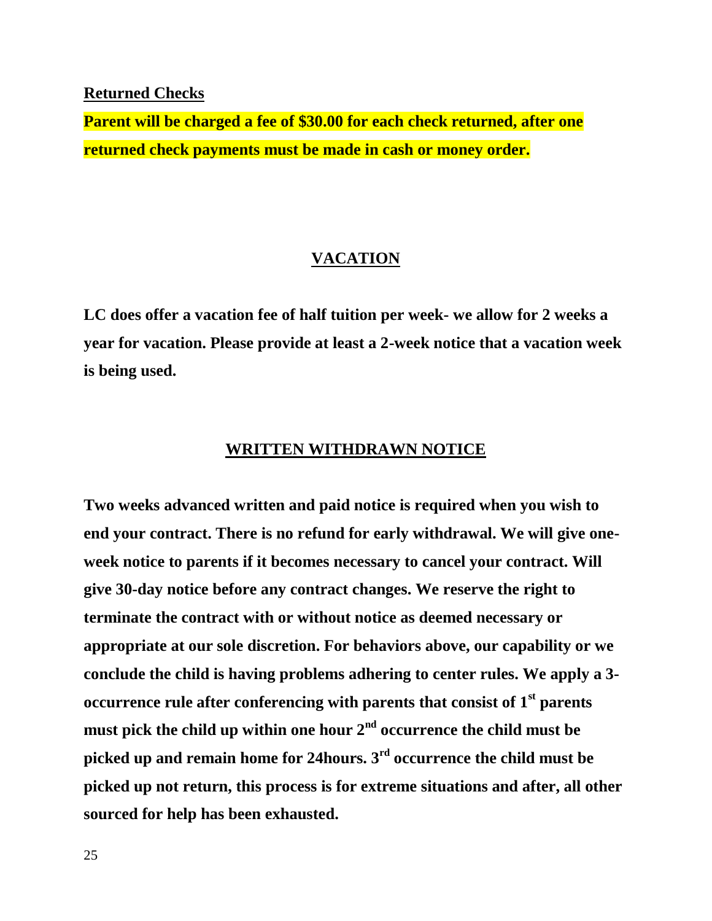**Returned Checks**

**Parent will be charged a fee of $30.00 for each check returned, after one returned check payments must be made in cash or money order.**

## VACATION

**LC does offer a vacation fee of half tuition per week- we allow for 2 weeks a year for vacation. Please provide at least a 2-week notice that a vacation week is being used.**

## WRITTEN WITHDRAWN NOTICE

**Two weeks advanced written and paid notice is required when you wish to end your contract. There is no refund for early withdrawal. We will give one-week notice to parents if it becomes necessary to cancel your contract. Will give 30-day notice before any contract changes. We reserve the right to terminate the contract with or without notice as deemed necessary or appropriate at our sole discretion. For behaviors above, our capability or we conclude the child is having problems adhering to center rules. We apply a 3-occurrence rule after conferencing with parents that consist of 1st parents must pick the child up within one hour 2nd occurrence the child must be picked up and remain home for 24hours. 3rd occurrence the child must be picked up not return, this process is for extreme situations and after, all other sourced for help has been exhausted.**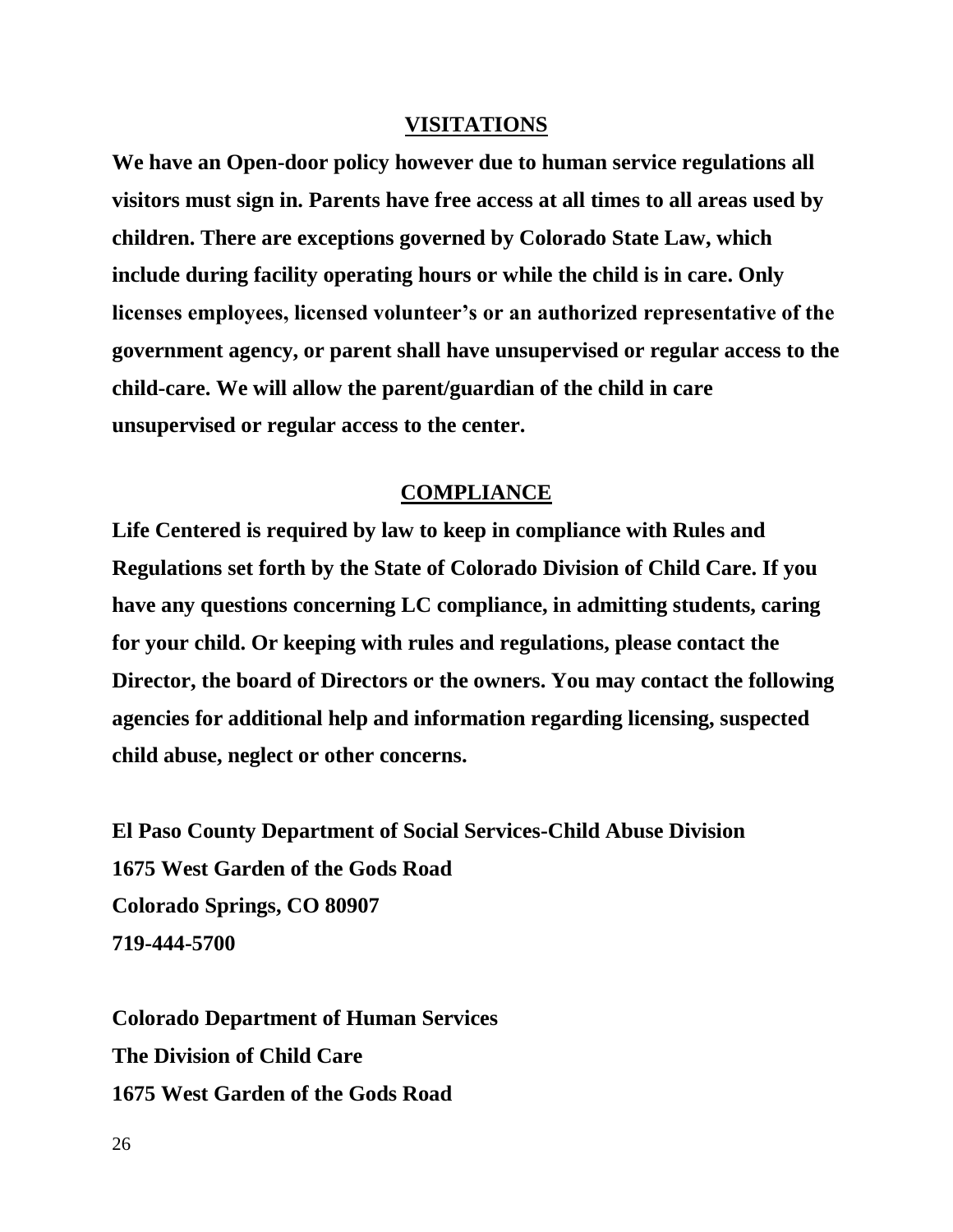## VISITATIONS

**We have an Open-door policy however due to human service regulations all visitors must sign in. Parents have free access at all times to all areas used by children. There are exceptions governed by Colorado State Law, which include during facility operating hours or while the child is in care. Only licenses employees, licensed volunteer's or an authorized representative of the government agency, or parent shall have unsupervised or regular access to the child-care. We will allow the parent/guardian of the child in care unsupervised or regular access to the center.**

## COMPLIANCE

**Life Centered is required by law to keep in compliance with Rules and Regulations set forth by the State of Colorado Division of Child Care. If you have any questions concerning LC compliance, in admitting students, caring for your child. Or keeping with rules and regulations, please contact the Director, the board of Directors or the owners. You may contact the following agencies for additional help and information regarding licensing, suspected child abuse, neglect or other concerns.**

**El Paso County Department of Social Services-Child Abuse Division**
**1675 West Garden of the Gods Road**
**Colorado Springs, CO 80907**
**719-444-5700**

**Colorado Department of Human Services**
**The Division of Child Care**
**1675 West Garden of the Gods Road**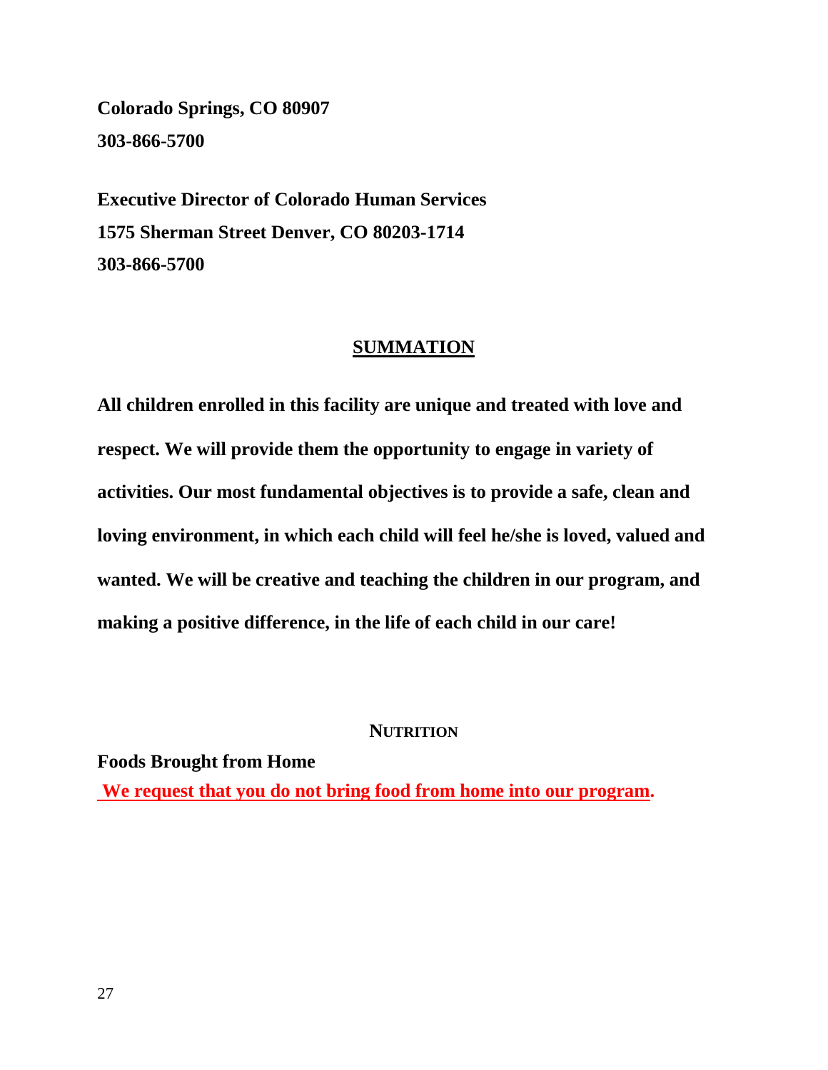**Colorado Springs, CO 80907**
**303-866-5700**

**Executive Director of Colorado Human Services**
**1575 Sherman Street Denver, CO 80203-1714**
**303-866-5700**

## SUMMATION

**All children enrolled in this facility are unique and treated with love and respect. We will provide them the opportunity to engage in variety of activities. Our most fundamental objectives is to provide a safe, clean and loving environment, in which each child will feel he/she is loved, valued and wanted. We will be creative and teaching the children in our program, and making a positive difference, in the life of each child in our care!**

## NUTRITION

**Foods Brought from Home**

**We request that you do not bring food from home into our program.**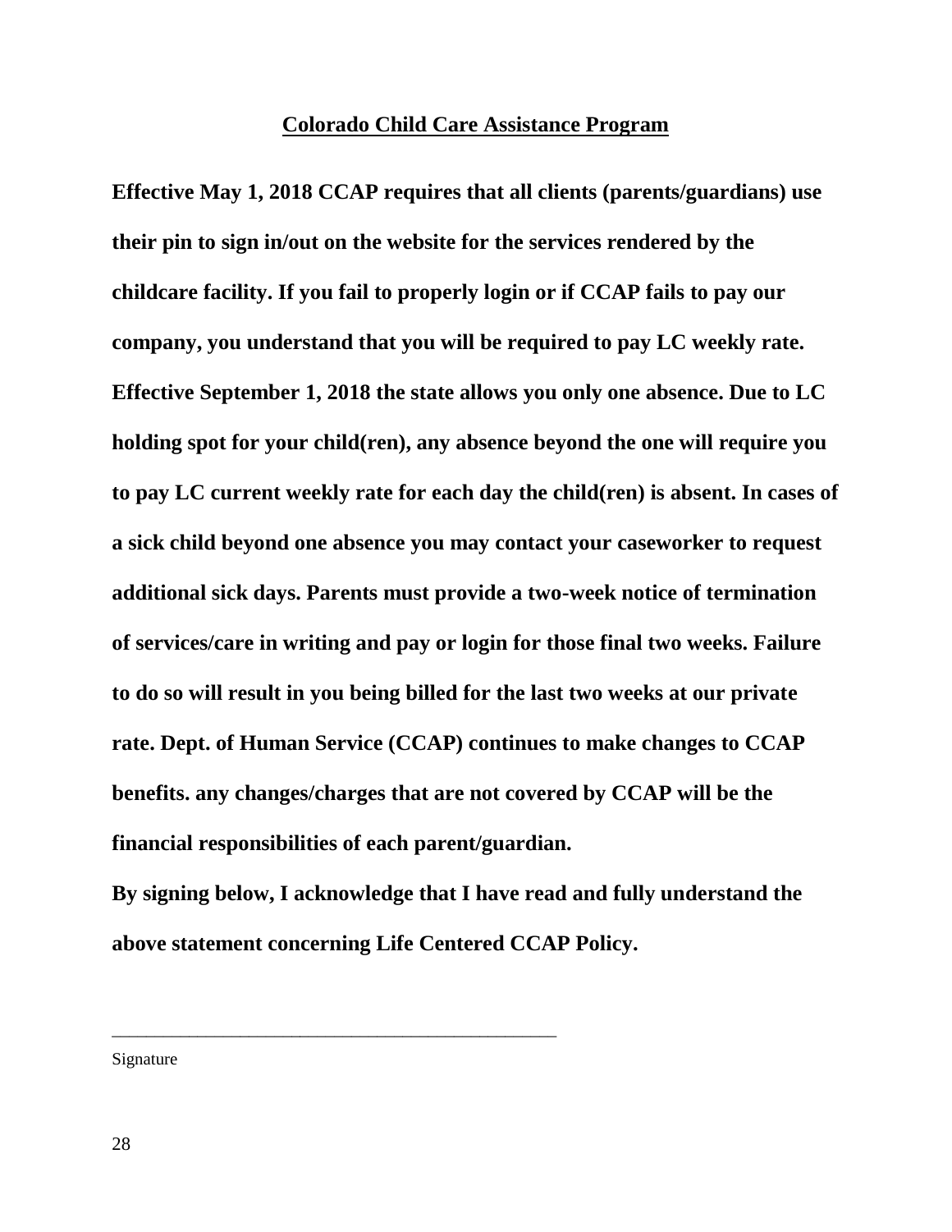## Colorado Child Care Assistance Program

**Effective May 1, 2018 CCAP requires that all clients (parents/guardians) use their pin to sign in/out on the website for the services rendered by the childcare facility. If you fail to properly login or if CCAP fails to pay our company, you understand that you will be required to pay LC weekly rate. Effective September 1, 2018 the state allows you only one absence. Due to LC holding spot for your child(ren), any absence beyond the one will require you to pay LC current weekly rate for each day the child(ren) is absent. In cases of a sick child beyond one absence you may contact your caseworker to request additional sick days. Parents must provide a two-week notice of termination of services/care in writing and pay or login for those final two weeks. Failure to do so will result in you being billed for the last two weeks at our private rate. Dept. of Human Service (CCAP) continues to make changes to CCAP benefits. any changes/charges that are not covered by CCAP will be the financial responsibilities of each parent/guardian.**

**By signing below, I acknowledge that I have read and fully understand the above statement concerning Life Centered CCAP Policy.**

_________________________________________________

Signature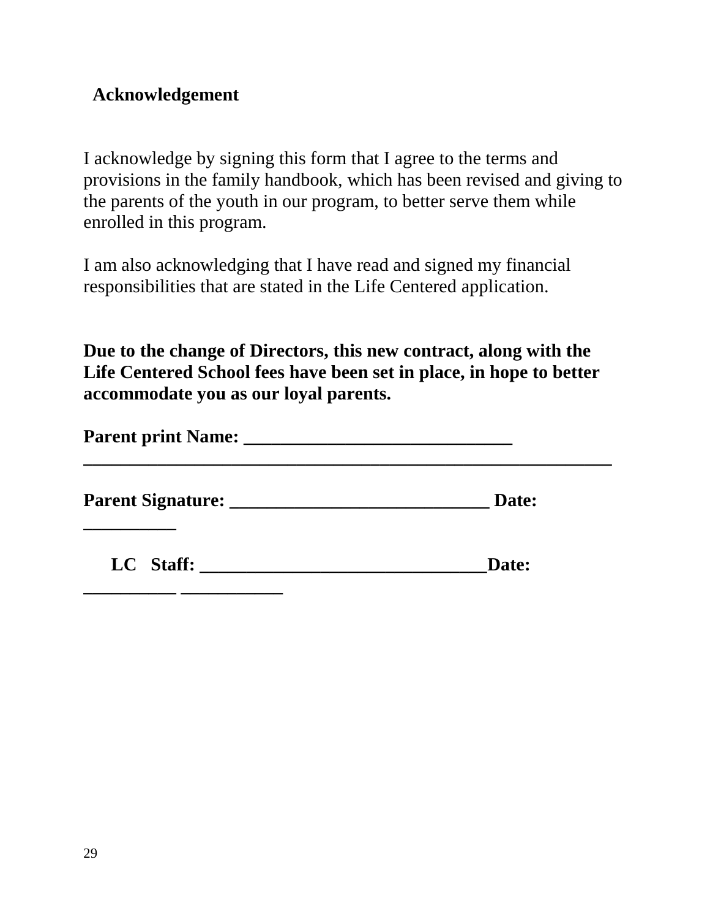**Acknowledgement**

I acknowledge by signing this form that I agree to the terms and provisions in the family handbook, which has been revised and giving to the parents of the youth in our program, to better serve them while enrolled in this program.

I am also acknowledging that I have read and signed my financial responsibilities that are stated in the Life Centered application.

**Due to the change of Directors, this new contract, along with the Life Centered School fees have been set in place, in hope to better accommodate you as our loyal parents.**

**Parent print Name: _____________________________ ________________________________________________________**

**Parent Signature: ____________________________ Date: __________**

**LC Staff: _______________________________Date: __________ ___________**